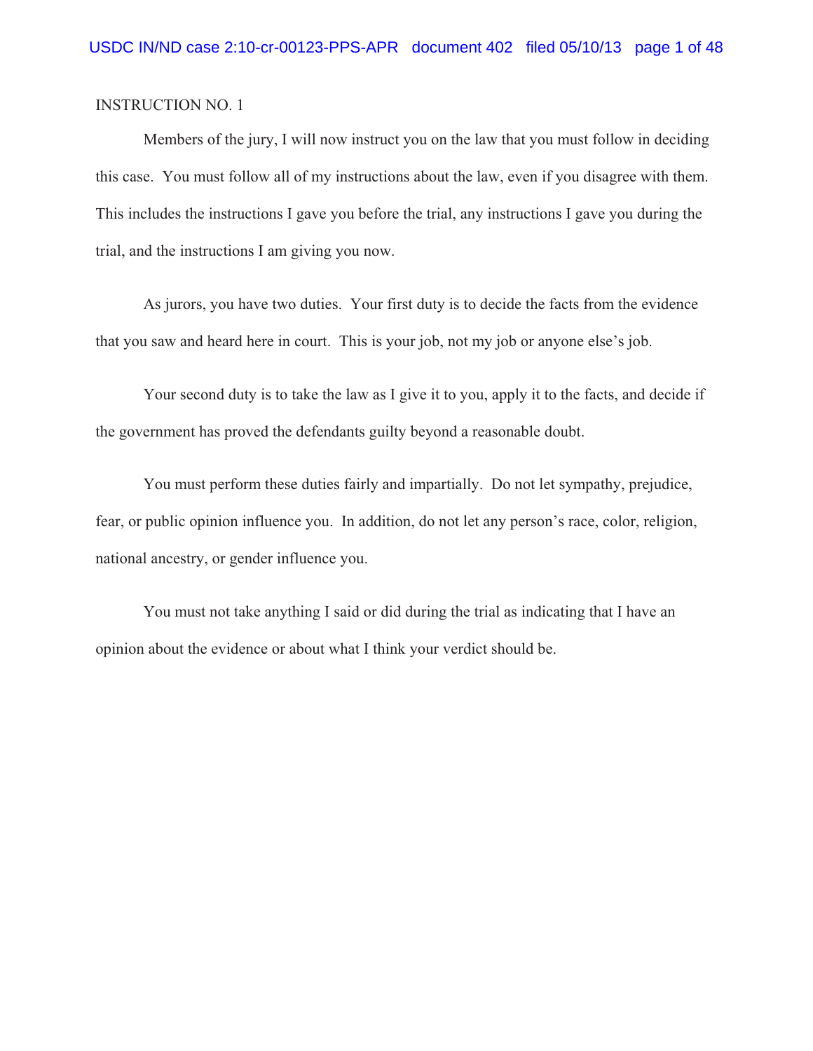INSTRUCTION NO. 1

Members of the jury, I will now instruct you on the law that you must follow in deciding this case. You must follow all of my instructions about the law, even if you disagree with them. This includes the instructions I gave you before the trial, any instructions I gave you during the trial, and the instructions I am giving you now.

As jurors, you have two duties. Your first duty is to decide the facts from the evidence that you saw and heard here in court. This is your job, not my job or anyone else's job.

Your second duty is to take the law as I give it to you, apply it to the facts, and decide if the government has proved the defendants guilty beyond a reasonable doubt.

You must perform these duties fairly and impartially. Do not let sympathy, prejudice, fear, or public opinion influence you. In addition, do not let any person's race, color, religion, national ancestry, or gender influence you.

You must not take anything I said or did during the trial as indicating that I have an opinion about the evidence or about what I think your verdict should be.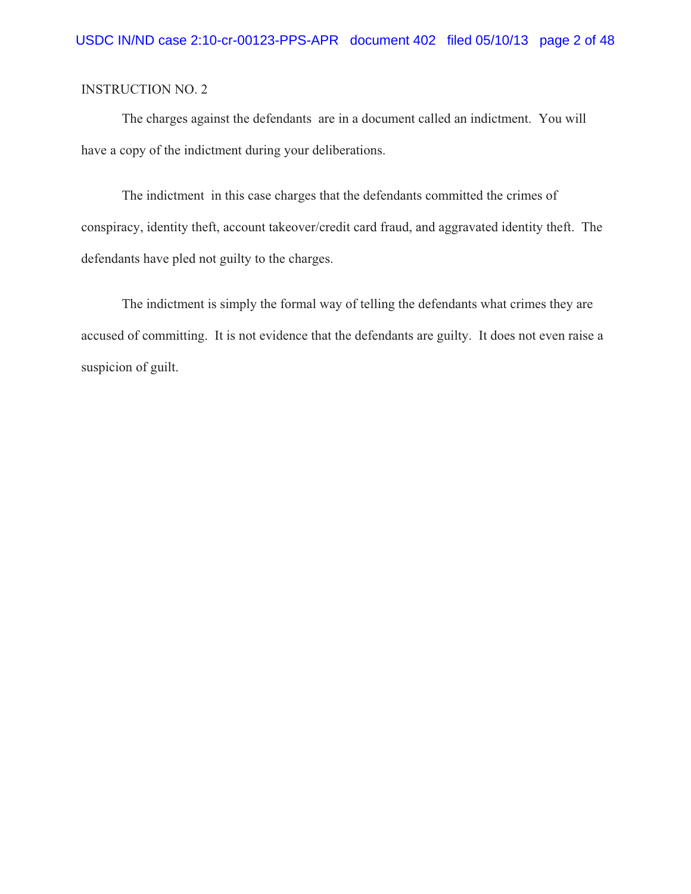INSTRUCTION NO. 2

The charges against the defendants are in a document called an indictment. You will have a copy of the indictment during your deliberations.

The indictment in this case charges that the defendants committed the crimes of conspiracy, identity theft, account takeover/credit card fraud, and aggravated identity theft. The defendants have pled not guilty to the charges.

The indictment is simply the formal way of telling the defendants what crimes they are accused of committing. It is not evidence that the defendants are guilty. It does not even raise a suspicion of guilt.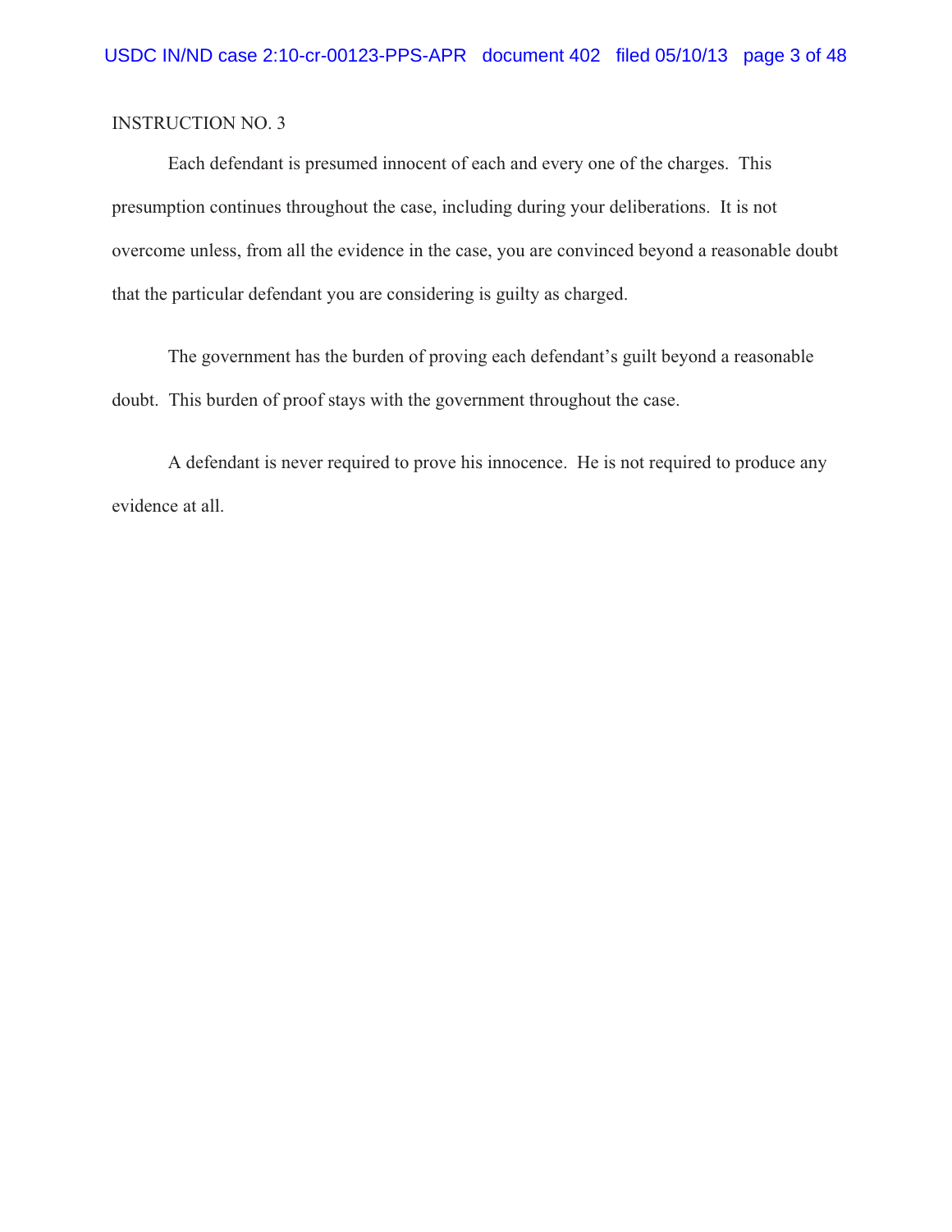INSTRUCTION NO. 3

Each defendant is presumed innocent of each and every one of the charges. This presumption continues throughout the case, including during your deliberations. It is not overcome unless, from all the evidence in the case, you are convinced beyond a reasonable doubt that the particular defendant you are considering is guilty as charged.

The government has the burden of proving each defendant's guilt beyond a reasonable doubt. This burden of proof stays with the government throughout the case.

A defendant is never required to prove his innocence. He is not required to produce any evidence at all.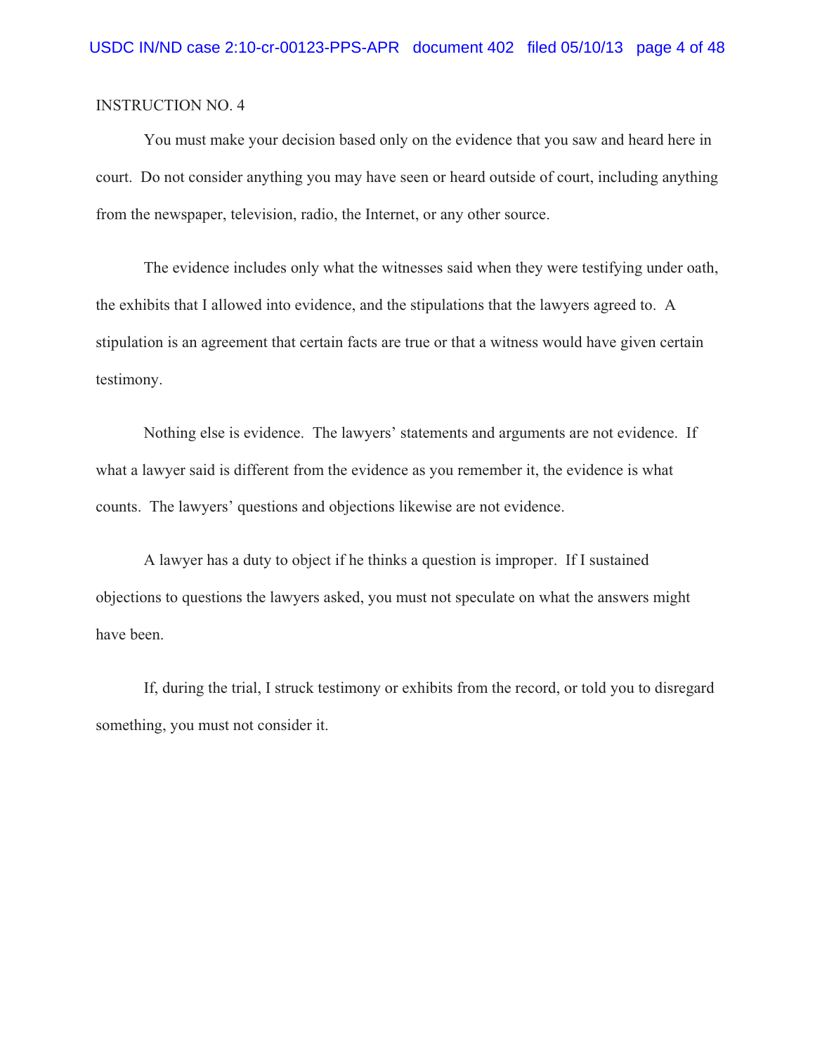INSTRUCTION NO. 4

You must make your decision based only on the evidence that you saw and heard here in court. Do not consider anything you may have seen or heard outside of court, including anything from the newspaper, television, radio, the Internet, or any other source.

The evidence includes only what the witnesses said when they were testifying under oath, the exhibits that I allowed into evidence, and the stipulations that the lawyers agreed to. A stipulation is an agreement that certain facts are true or that a witness would have given certain testimony.

Nothing else is evidence. The lawyers' statements and arguments are not evidence. If what a lawyer said is different from the evidence as you remember it, the evidence is what counts. The lawyers' questions and objections likewise are not evidence.

A lawyer has a duty to object if he thinks a question is improper. If I sustained objections to questions the lawyers asked, you must not speculate on what the answers might have been.

If, during the trial, I struck testimony or exhibits from the record, or told you to disregard something, you must not consider it.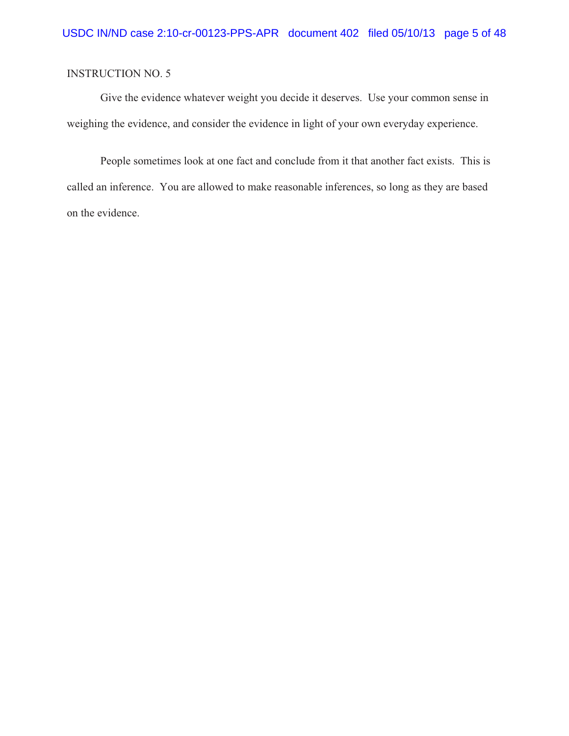INSTRUCTION NO. 5

Give the evidence whatever weight you decide it deserves. Use your common sense in weighing the evidence, and consider the evidence in light of your own everyday experience.

People sometimes look at one fact and conclude from it that another fact exists. This is called an inference. You are allowed to make reasonable inferences, so long as they are based on the evidence.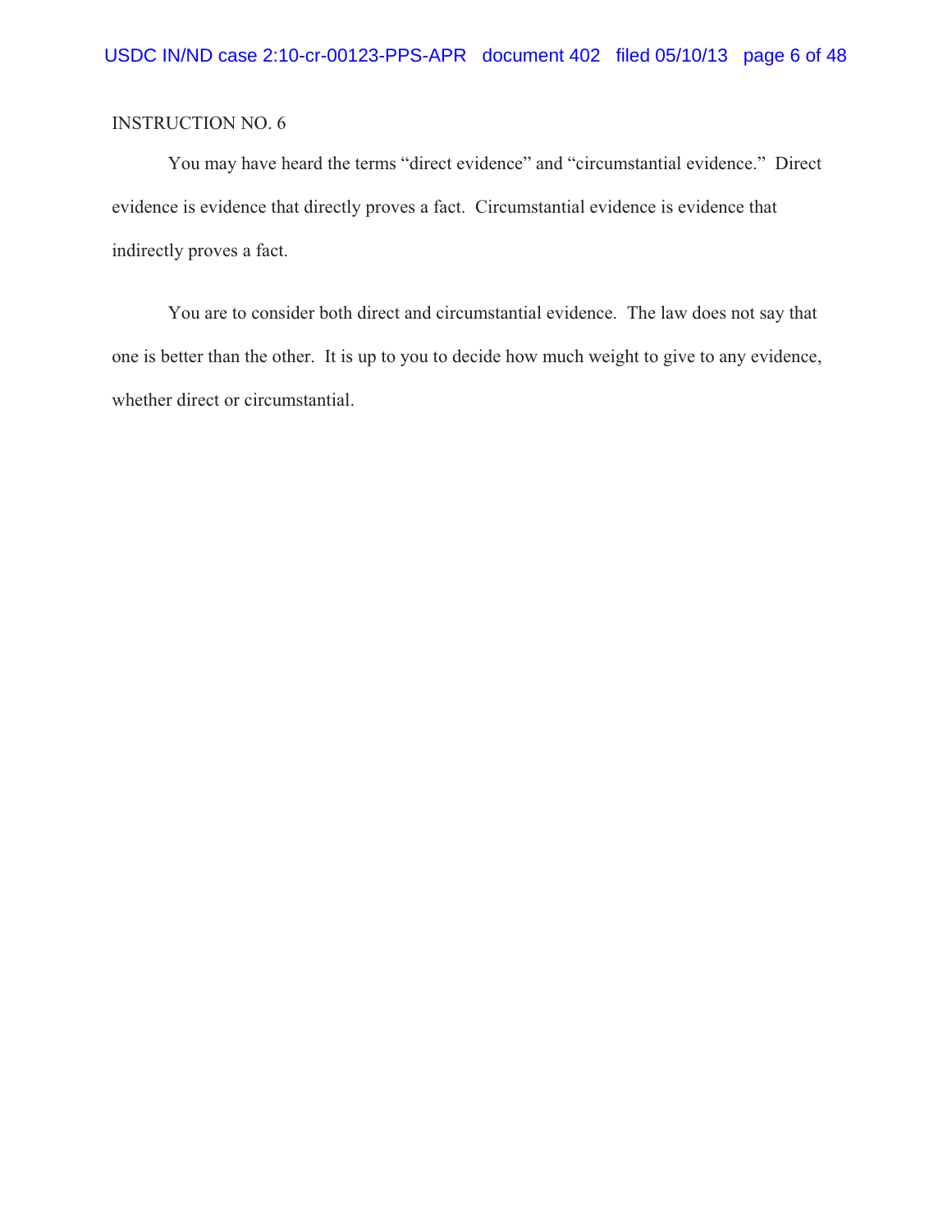INSTRUCTION NO. 6

You may have heard the terms "direct evidence" and "circumstantial evidence." Direct evidence is evidence that directly proves a fact. Circumstantial evidence is evidence that indirectly proves a fact.

You are to consider both direct and circumstantial evidence. The law does not say that one is better than the other. It is up to you to decide how much weight to give to any evidence, whether direct or circumstantial.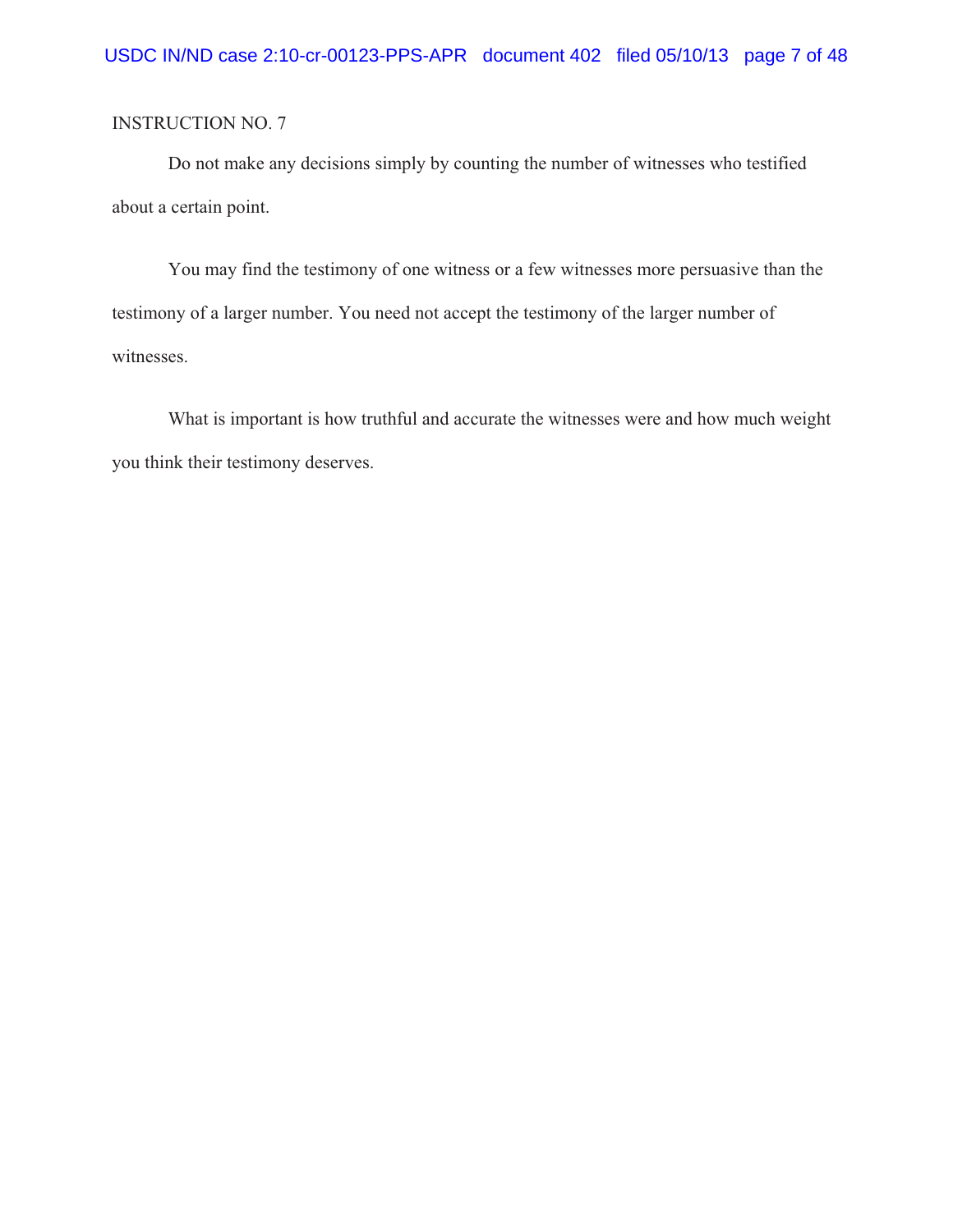INSTRUCTION NO. 7

Do not make any decisions simply by counting the number of witnesses who testified about a certain point.

You may find the testimony of one witness or a few witnesses more persuasive than the testimony of a larger number. You need not accept the testimony of the larger number of witnesses.

What is important is how truthful and accurate the witnesses were and how much weight you think their testimony deserves.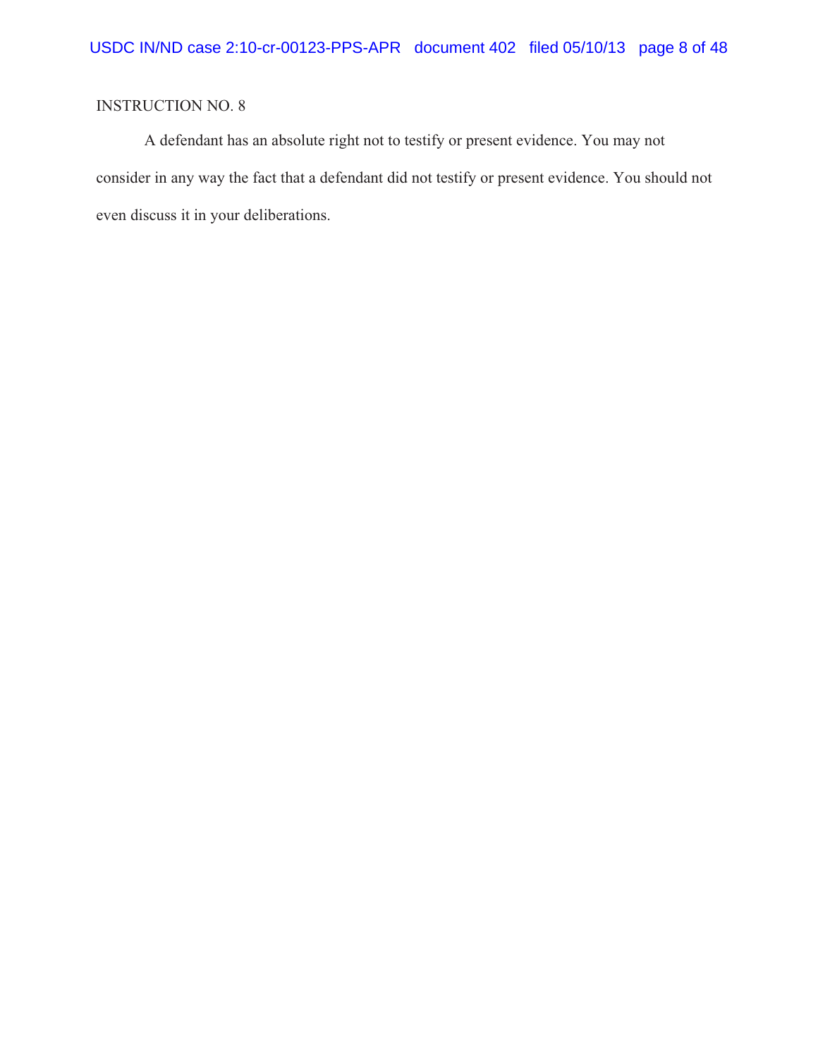INSTRUCTION NO. 8

A defendant has an absolute right not to testify or present evidence. You may not consider in any way the fact that a defendant did not testify or present evidence. You should not even discuss it in your deliberations.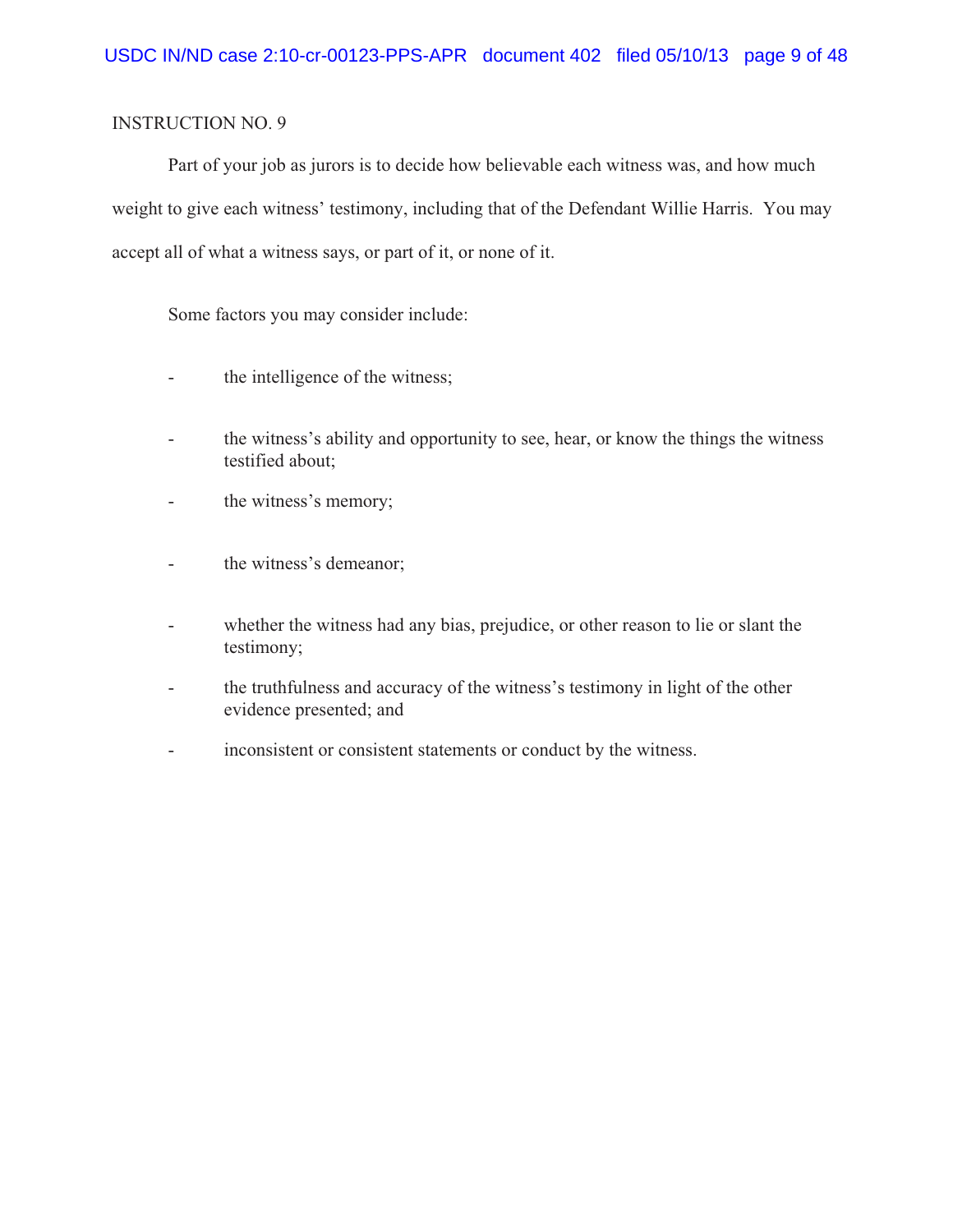INSTRUCTION NO. 9

Part of your job as jurors is to decide how believable each witness was, and how much weight to give each witness' testimony, including that of the Defendant Willie Harris. You may accept all of what a witness says, or part of it, or none of it.

Some factors you may consider include:

- the intelligence of the witness;
- the witness's ability and opportunity to see, hear, or know the things the witness testified about;
- the witness's memory;
- the witness's demeanor;
- whether the witness had any bias, prejudice, or other reason to lie or slant the testimony;
- the truthfulness and accuracy of the witness's testimony in light of the other evidence presented; and
- inconsistent or consistent statements or conduct by the witness.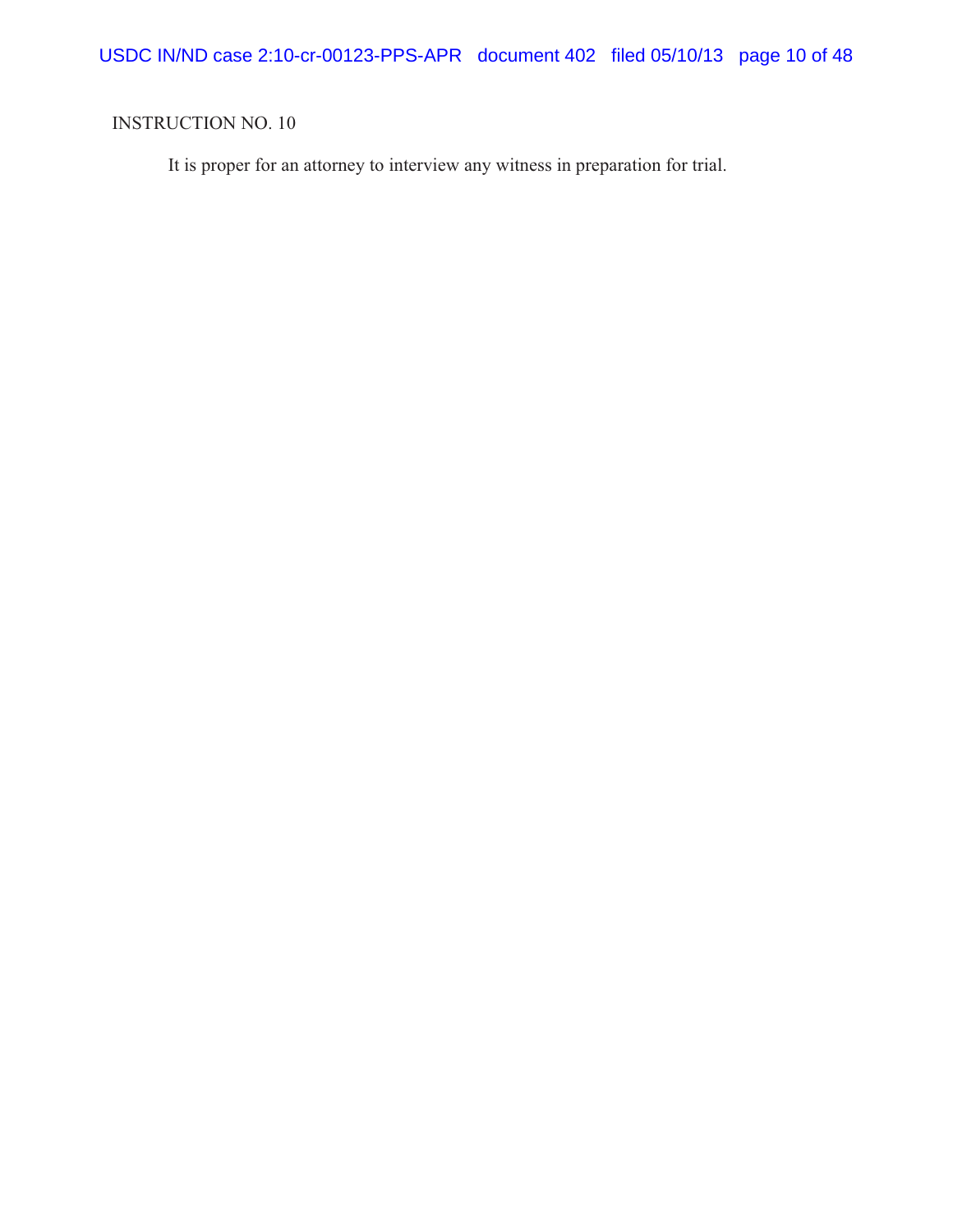INSTRUCTION NO. 10

It is proper for an attorney to interview any witness in preparation for trial.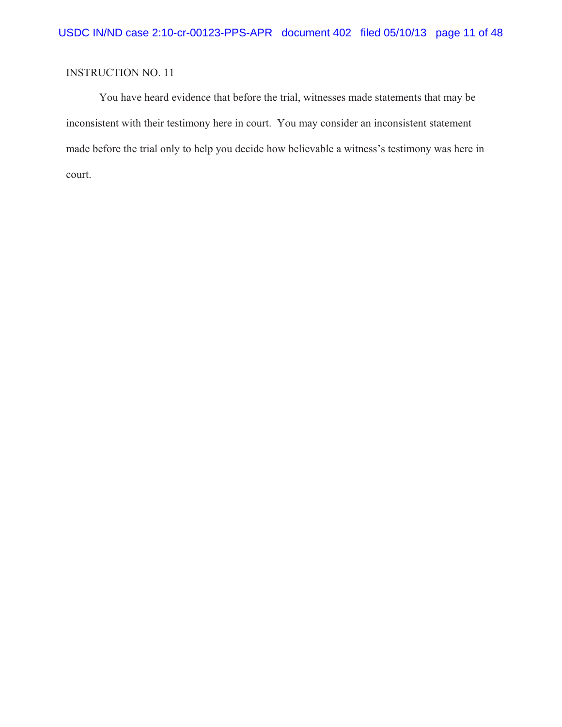INSTRUCTION NO. 11

You have heard evidence that before the trial, witnesses made statements that may be inconsistent with their testimony here in court. You may consider an inconsistent statement made before the trial only to help you decide how believable a witness's testimony was here in court.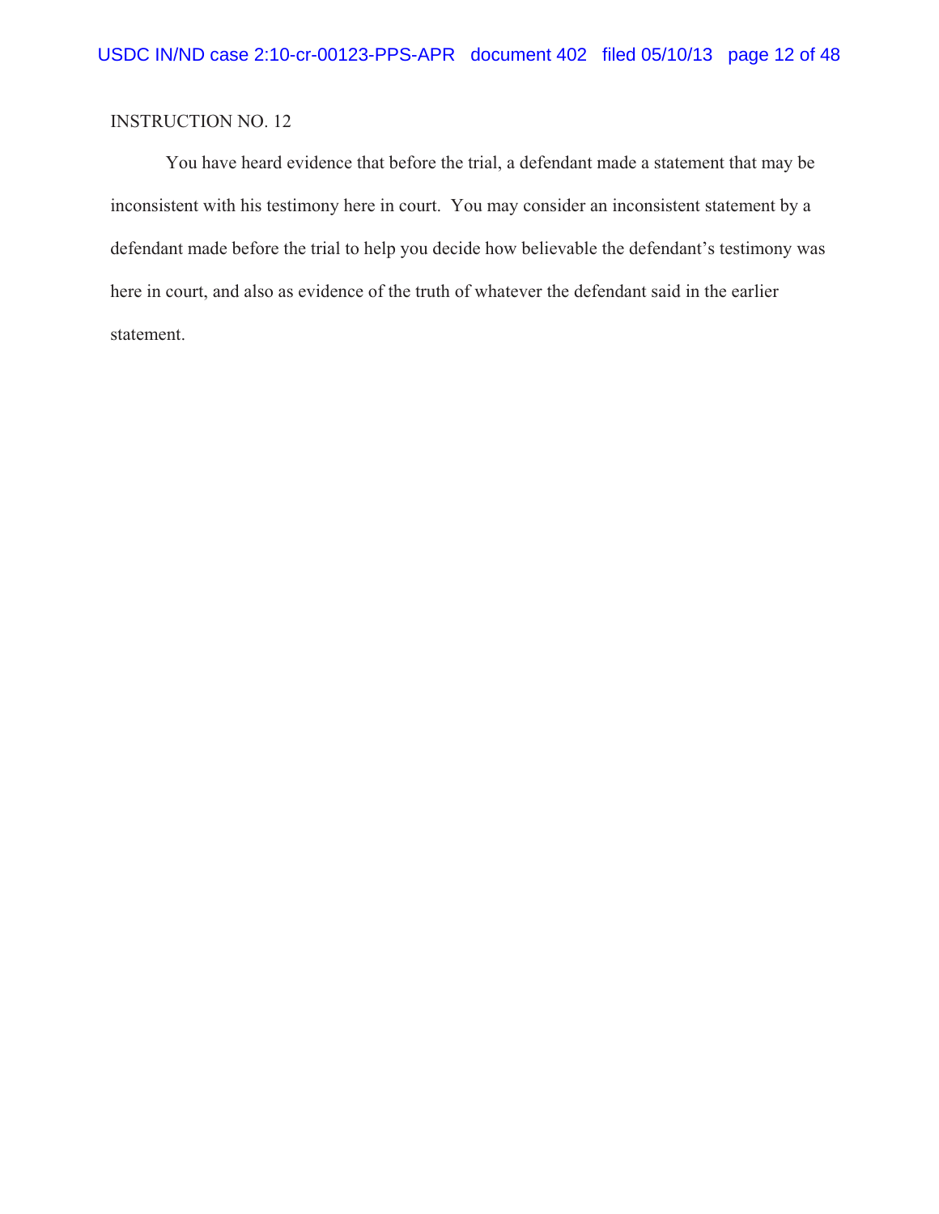INSTRUCTION NO. 12

You have heard evidence that before the trial, a defendant made a statement that may be inconsistent with his testimony here in court. You may consider an inconsistent statement by a defendant made before the trial to help you decide how believable the defendant's testimony was here in court, and also as evidence of the truth of whatever the defendant said in the earlier statement.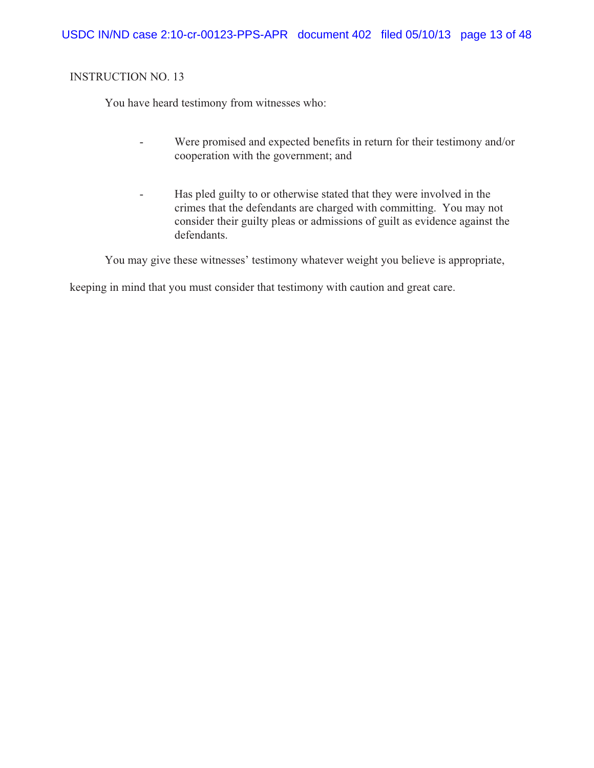INSTRUCTION NO. 13

You have heard testimony from witnesses who:

- Were promised and expected benefits in return for their testimony and/or cooperation with the government; and

- Has pled guilty to or otherwise stated that they were involved in the crimes that the defendants are charged with committing. You may not consider their guilty pleas or admissions of guilt as evidence against the defendants.

You may give these witnesses' testimony whatever weight you believe is appropriate, keeping in mind that you must consider that testimony with caution and great care.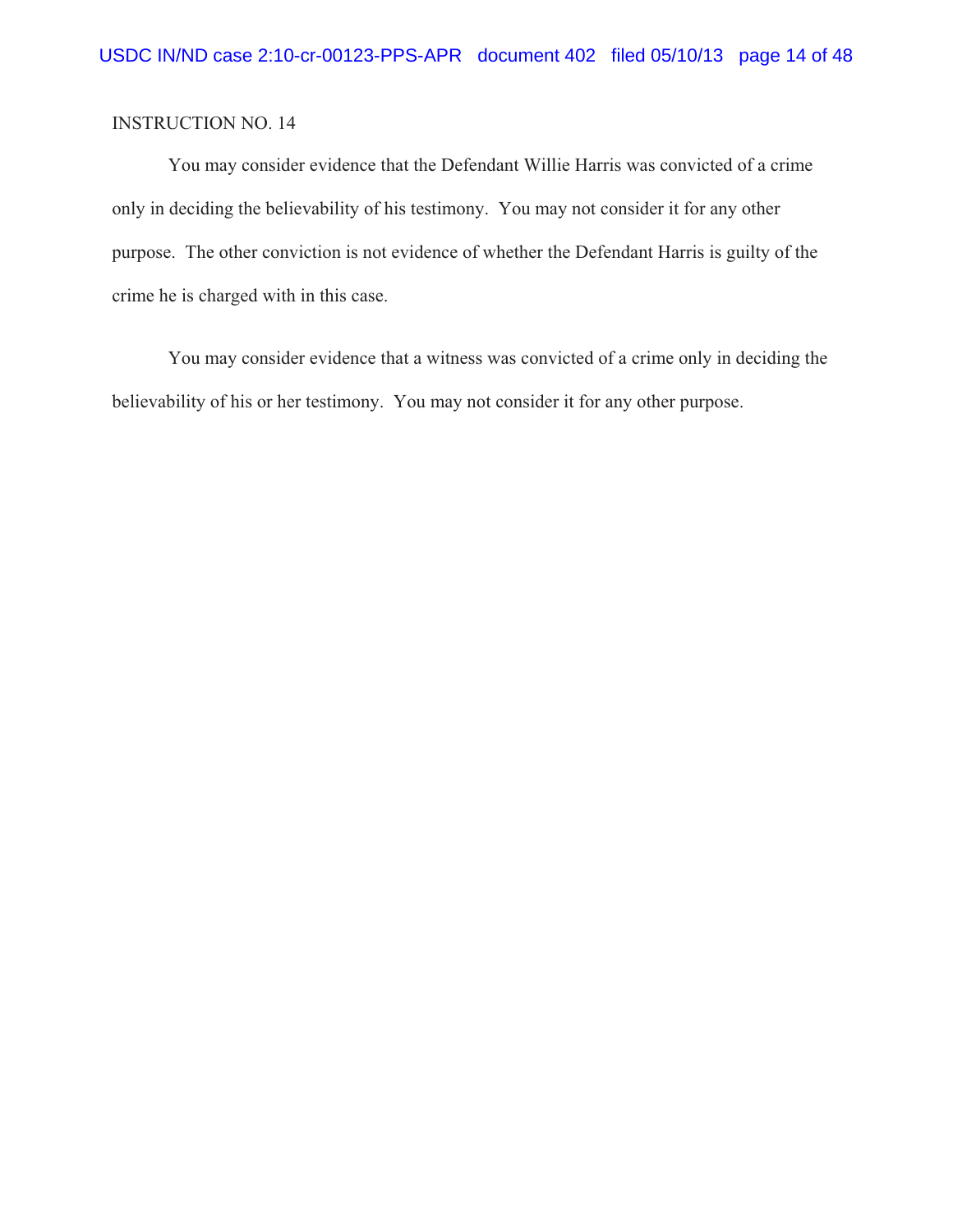INSTRUCTION NO. 14

You may consider evidence that the Defendant Willie Harris was convicted of a crime only in deciding the believability of his testimony. You may not consider it for any other purpose. The other conviction is not evidence of whether the Defendant Harris is guilty of the crime he is charged with in this case.

You may consider evidence that a witness was convicted of a crime only in deciding the believability of his or her testimony. You may not consider it for any other purpose.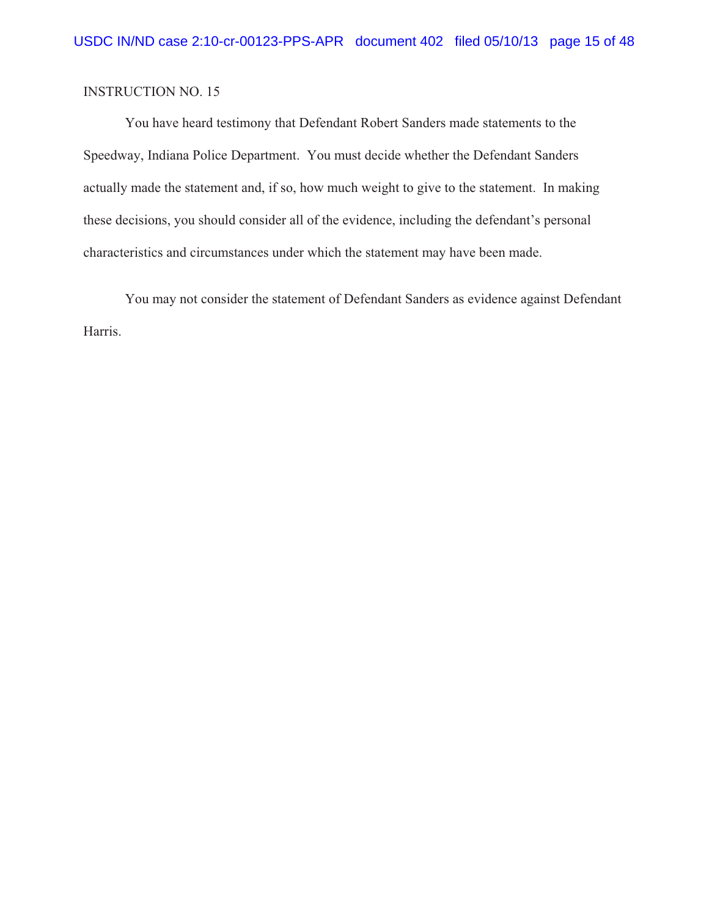INSTRUCTION NO. 15

You have heard testimony that Defendant Robert Sanders made statements to the Speedway, Indiana Police Department. You must decide whether the Defendant Sanders actually made the statement and, if so, how much weight to give to the statement. In making these decisions, you should consider all of the evidence, including the defendant's personal characteristics and circumstances under which the statement may have been made.

You may not consider the statement of Defendant Sanders as evidence against Defendant Harris.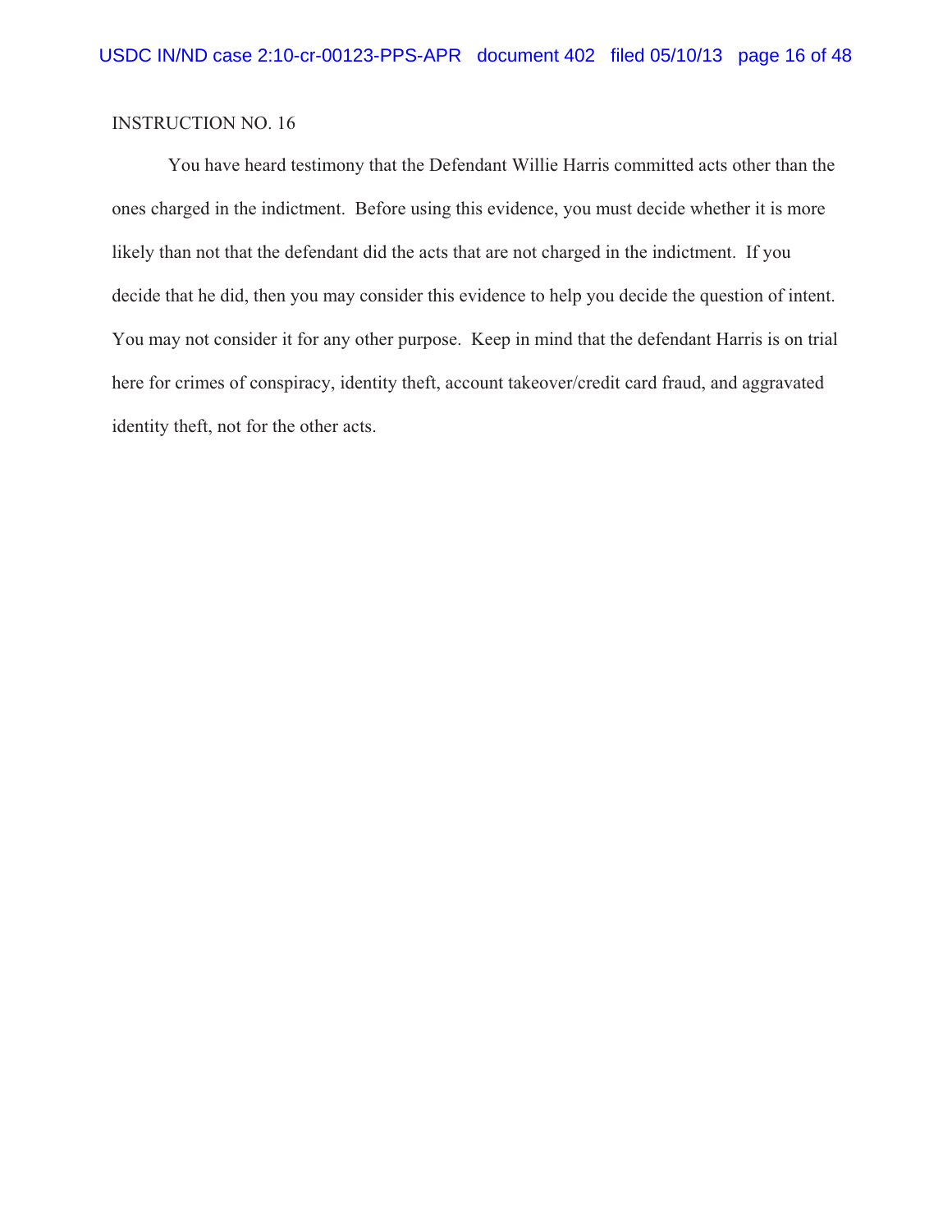INSTRUCTION NO. 16

You have heard testimony that the Defendant Willie Harris committed acts other than the ones charged in the indictment. Before using this evidence, you must decide whether it is more likely than not that the defendant did the acts that are not charged in the indictment. If you decide that he did, then you may consider this evidence to help you decide the question of intent. You may not consider it for any other purpose. Keep in mind that the defendant Harris is on trial here for crimes of conspiracy, identity theft, account takeover/credit card fraud, and aggravated identity theft, not for the other acts.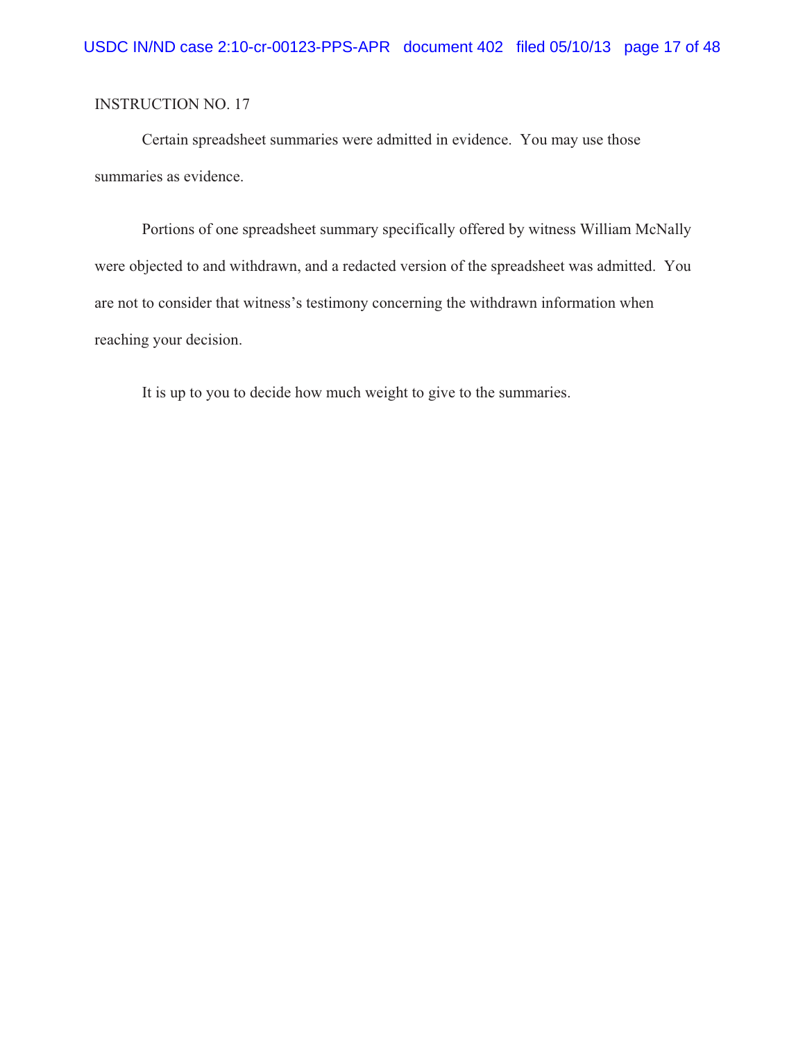INSTRUCTION NO. 17

Certain spreadsheet summaries were admitted in evidence. You may use those summaries as evidence.

Portions of one spreadsheet summary specifically offered by witness William McNally were objected to and withdrawn, and a redacted version of the spreadsheet was admitted. You are not to consider that witness's testimony concerning the withdrawn information when reaching your decision.

It is up to you to decide how much weight to give to the summaries.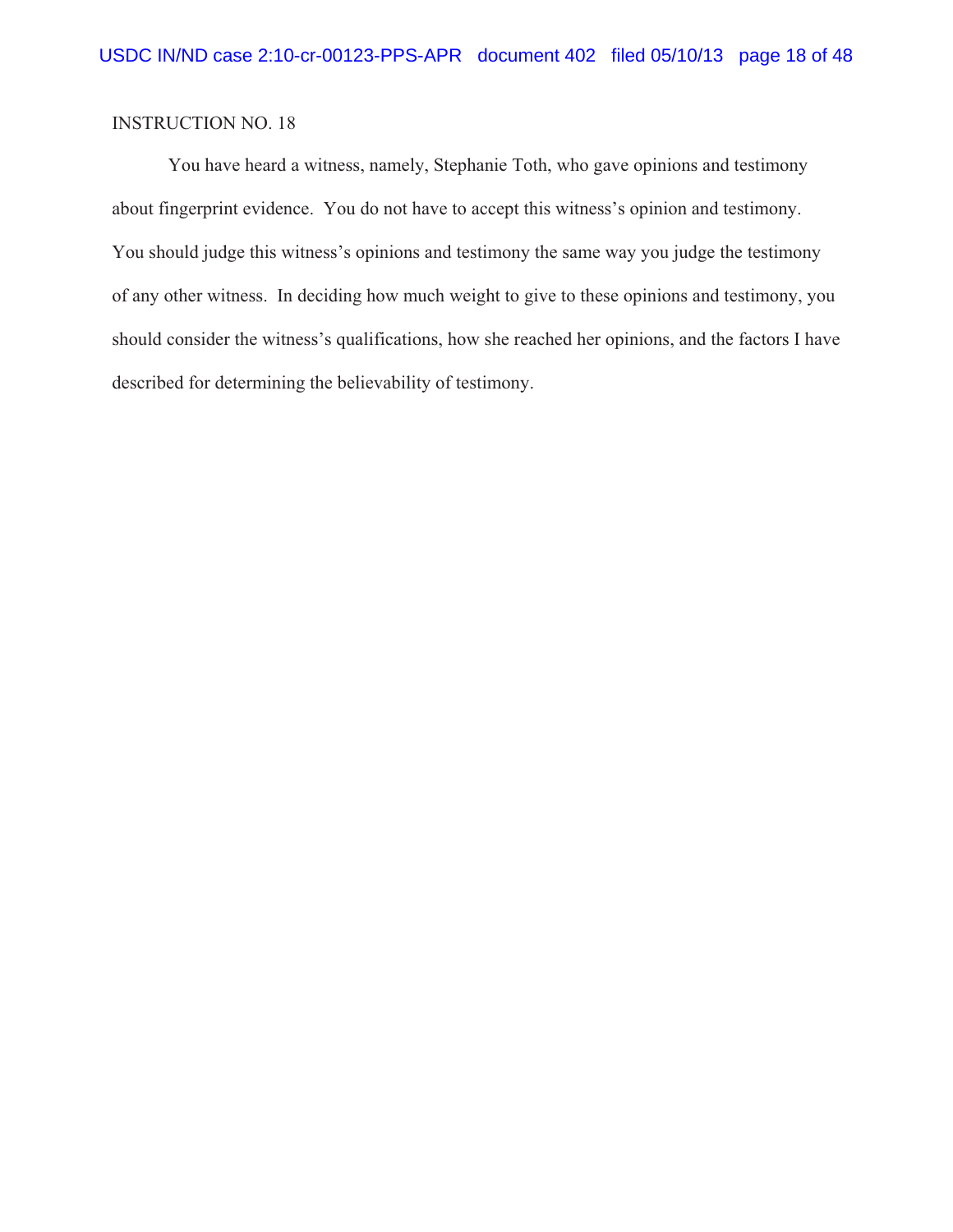INSTRUCTION NO. 18

You have heard a witness, namely, Stephanie Toth, who gave opinions and testimony about fingerprint evidence. You do not have to accept this witness's opinion and testimony. You should judge this witness's opinions and testimony the same way you judge the testimony of any other witness. In deciding how much weight to give to these opinions and testimony, you should consider the witness's qualifications, how she reached her opinions, and the factors I have described for determining the believability of testimony.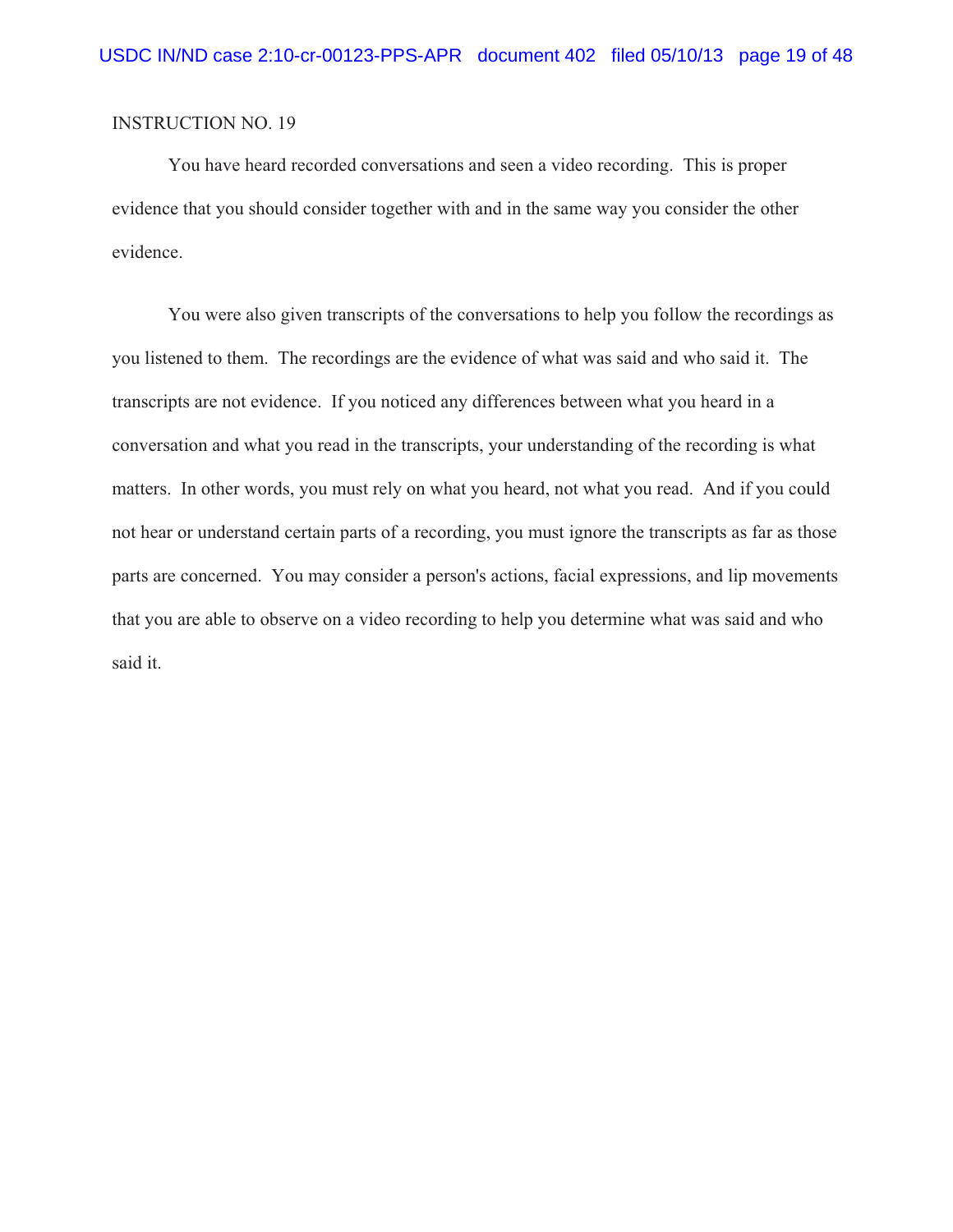INSTRUCTION NO. 19

You have heard recorded conversations and seen a video recording. This is proper evidence that you should consider together with and in the same way you consider the other evidence.

You were also given transcripts of the conversations to help you follow the recordings as you listened to them. The recordings are the evidence of what was said and who said it. The transcripts are not evidence. If you noticed any differences between what you heard in a conversation and what you read in the transcripts, your understanding of the recording is what matters. In other words, you must rely on what you heard, not what you read. And if you could not hear or understand certain parts of a recording, you must ignore the transcripts as far as those parts are concerned. You may consider a person's actions, facial expressions, and lip movements that you are able to observe on a video recording to help you determine what was said and who said it.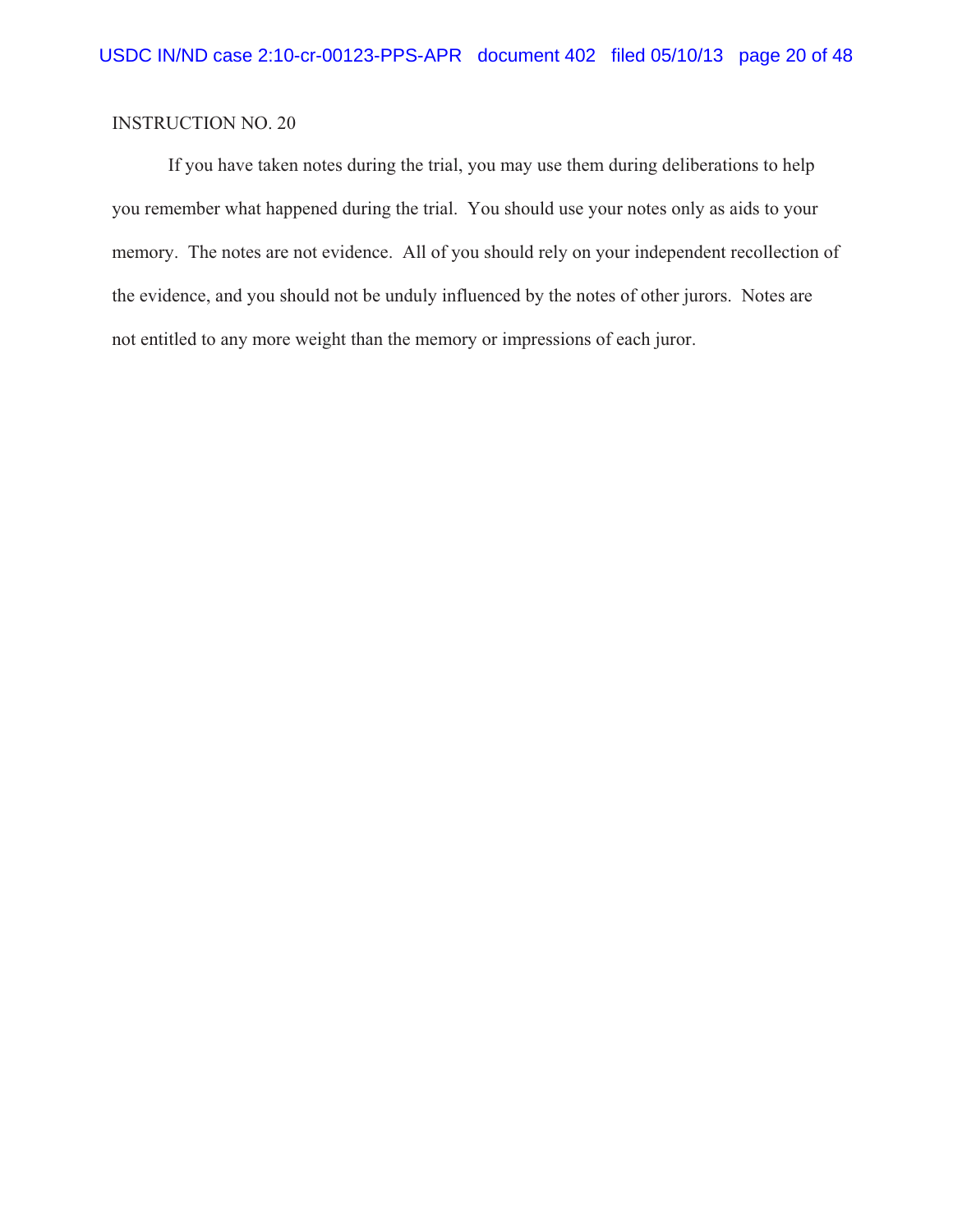INSTRUCTION NO. 20

If you have taken notes during the trial, you may use them during deliberations to help you remember what happened during the trial. You should use your notes only as aids to your memory. The notes are not evidence. All of you should rely on your independent recollection of the evidence, and you should not be unduly influenced by the notes of other jurors. Notes are not entitled to any more weight than the memory or impressions of each juror.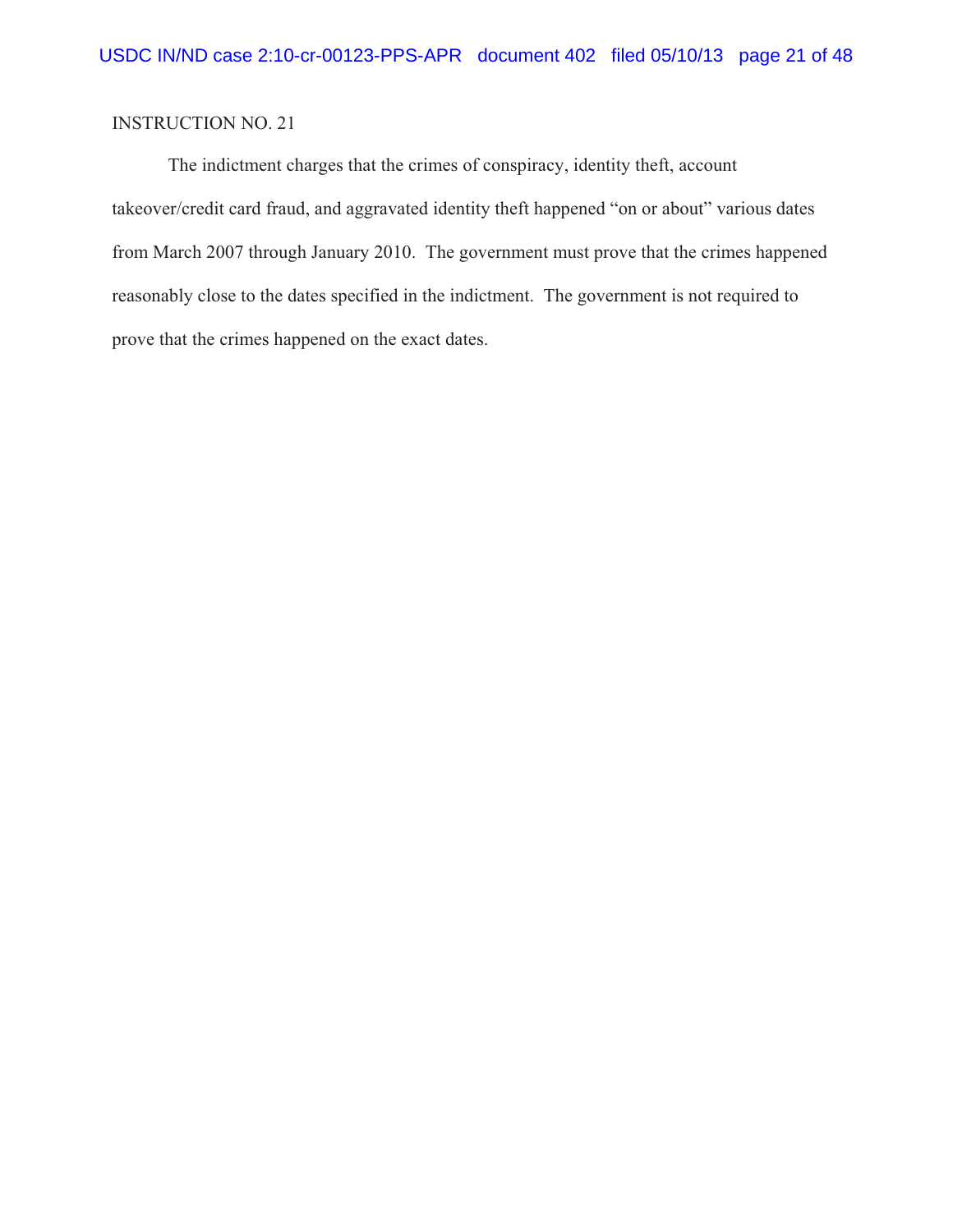INSTRUCTION NO. 21

The indictment charges that the crimes of conspiracy, identity theft, account takeover/credit card fraud, and aggravated identity theft happened "on or about" various dates from March 2007 through January 2010. The government must prove that the crimes happened reasonably close to the dates specified in the indictment. The government is not required to prove that the crimes happened on the exact dates.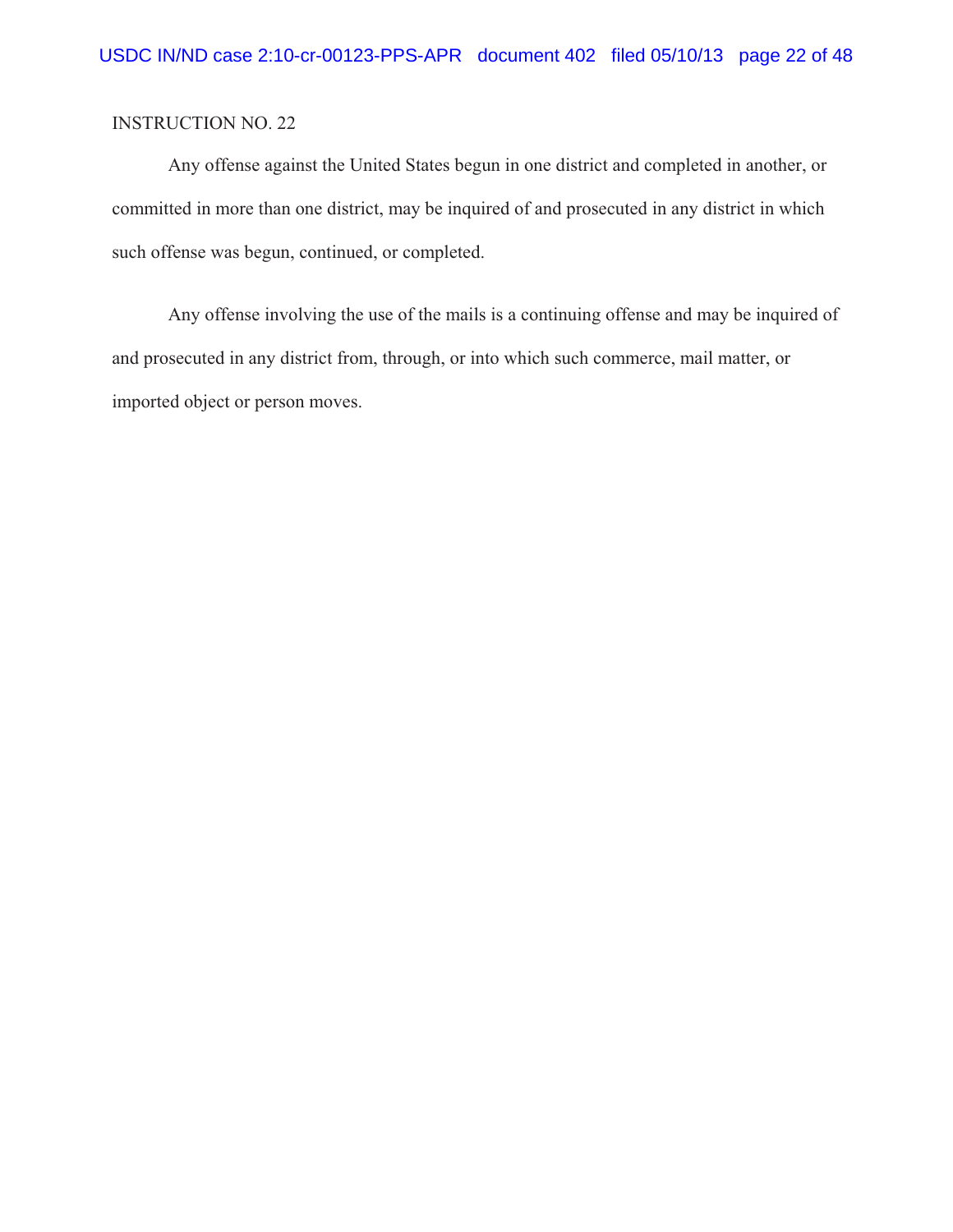INSTRUCTION NO. 22

Any offense against the United States begun in one district and completed in another, or committed in more than one district, may be inquired of and prosecuted in any district in which such offense was begun, continued, or completed.

Any offense involving the use of the mails is a continuing offense and may be inquired of and prosecuted in any district from, through, or into which such commerce, mail matter, or imported object or person moves.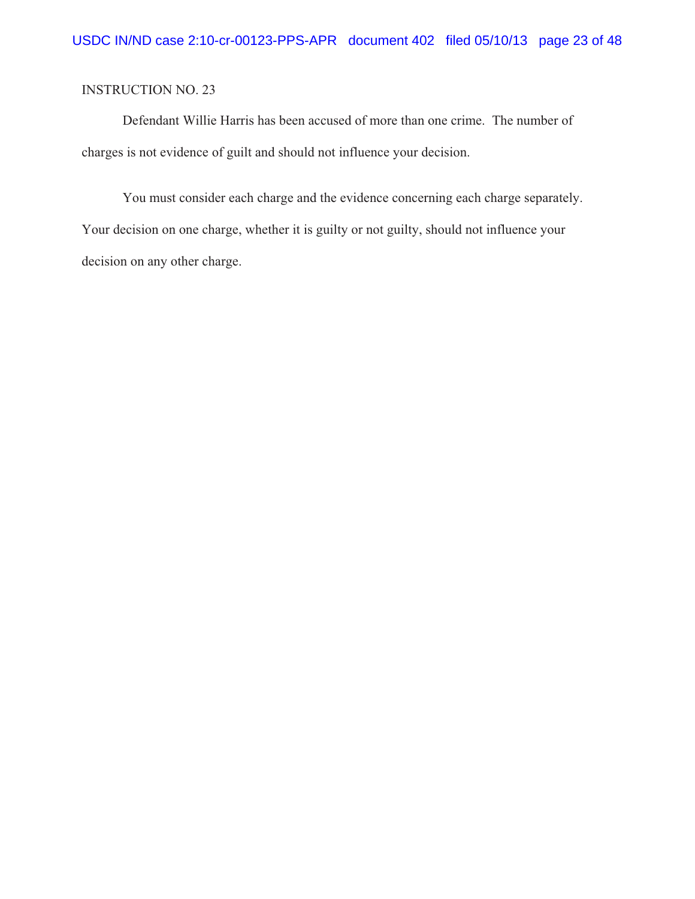INSTRUCTION NO. 23

Defendant Willie Harris has been accused of more than one crime. The number of charges is not evidence of guilt and should not influence your decision.

You must consider each charge and the evidence concerning each charge separately. Your decision on one charge, whether it is guilty or not guilty, should not influence your decision on any other charge.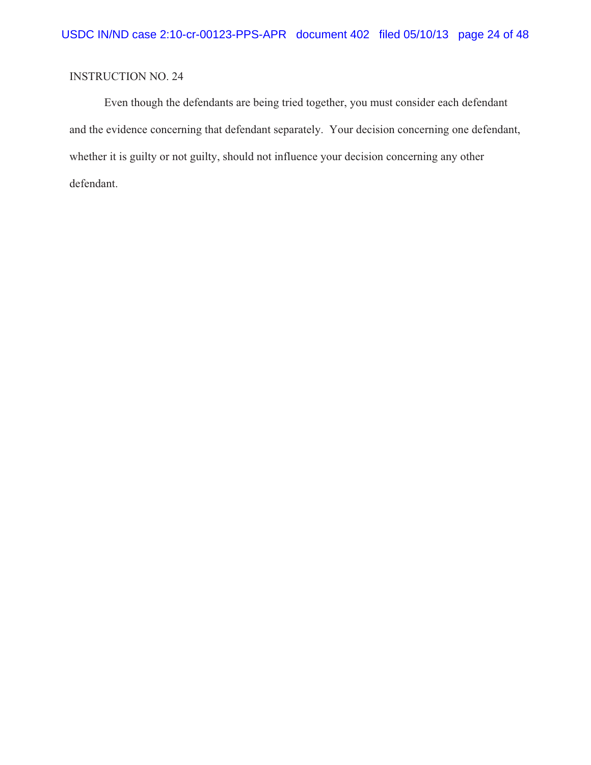INSTRUCTION NO. 24

Even though the defendants are being tried together, you must consider each defendant and the evidence concerning that defendant separately. Your decision concerning one defendant, whether it is guilty or not guilty, should not influence your decision concerning any other defendant.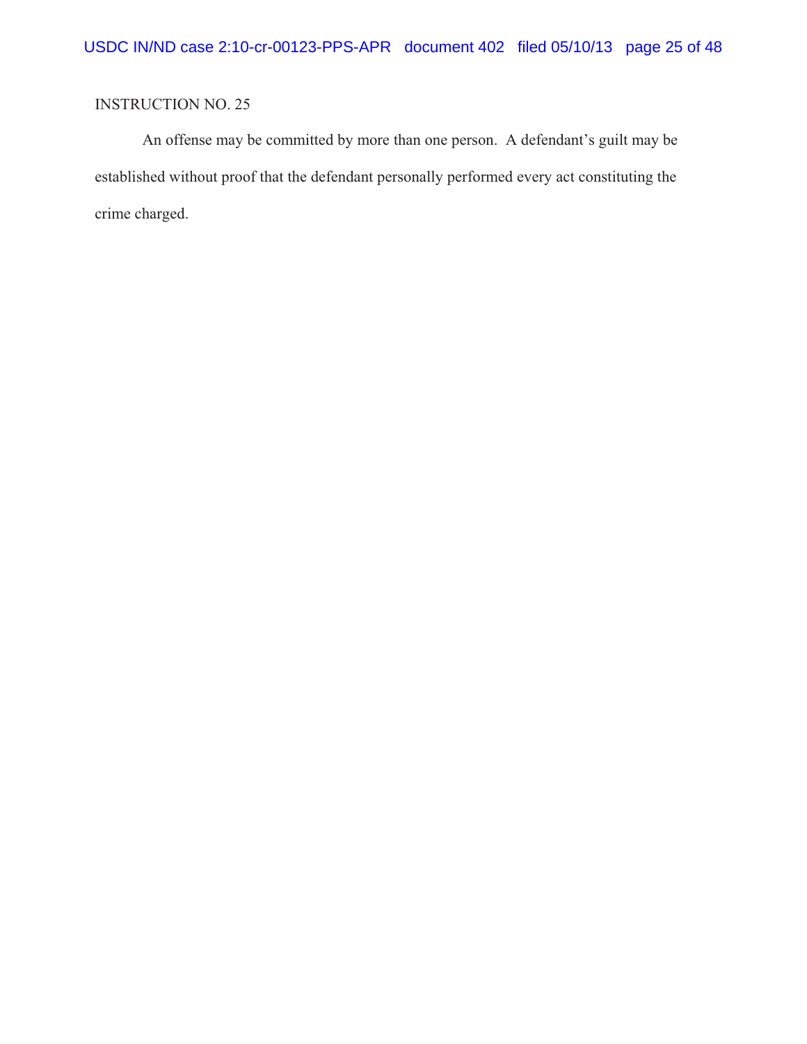INSTRUCTION NO. 25

An offense may be committed by more than one person. A defendant's guilt may be established without proof that the defendant personally performed every act constituting the crime charged.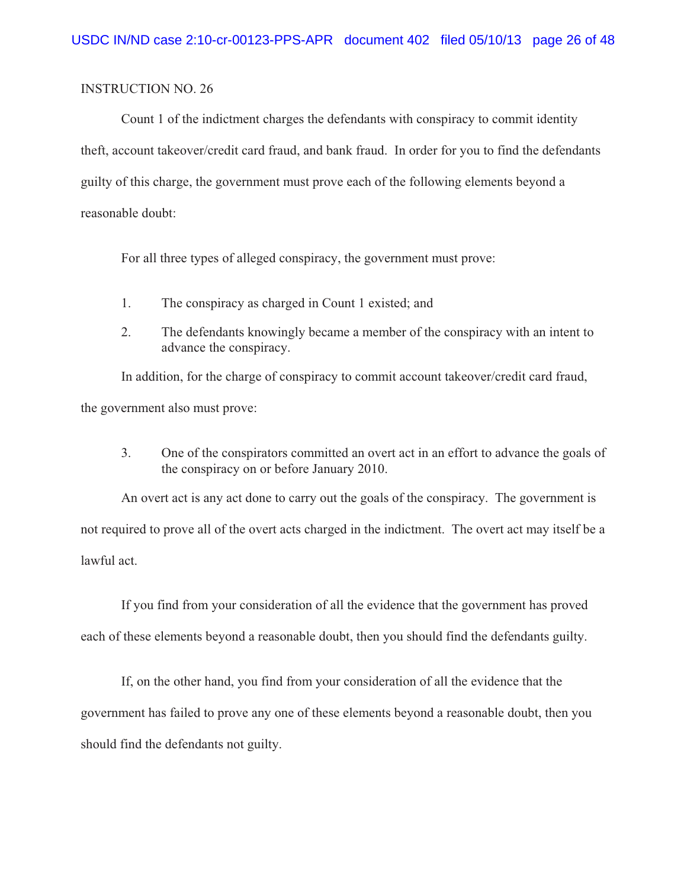INSTRUCTION NO. 26

Count 1 of the indictment charges the defendants with conspiracy to commit identity theft, account takeover/credit card fraud, and bank fraud. In order for you to find the defendants guilty of this charge, the government must prove each of the following elements beyond a reasonable doubt:

For all three types of alleged conspiracy, the government must prove:

1. The conspiracy as charged in Count 1 existed; and
2. The defendants knowingly became a member of the conspiracy with an intent to advance the conspiracy.

In addition, for the charge of conspiracy to commit account takeover/credit card fraud, the government also must prove:

3. One of the conspirators committed an overt act in an effort to advance the goals of the conspiracy on or before January 2010.

An overt act is any act done to carry out the goals of the conspiracy. The government is not required to prove all of the overt acts charged in the indictment. The overt act may itself be a lawful act.

If you find from your consideration of all the evidence that the government has proved each of these elements beyond a reasonable doubt, then you should find the defendants guilty.

If, on the other hand, you find from your consideration of all the evidence that the government has failed to prove any one of these elements beyond a reasonable doubt, then you should find the defendants not guilty.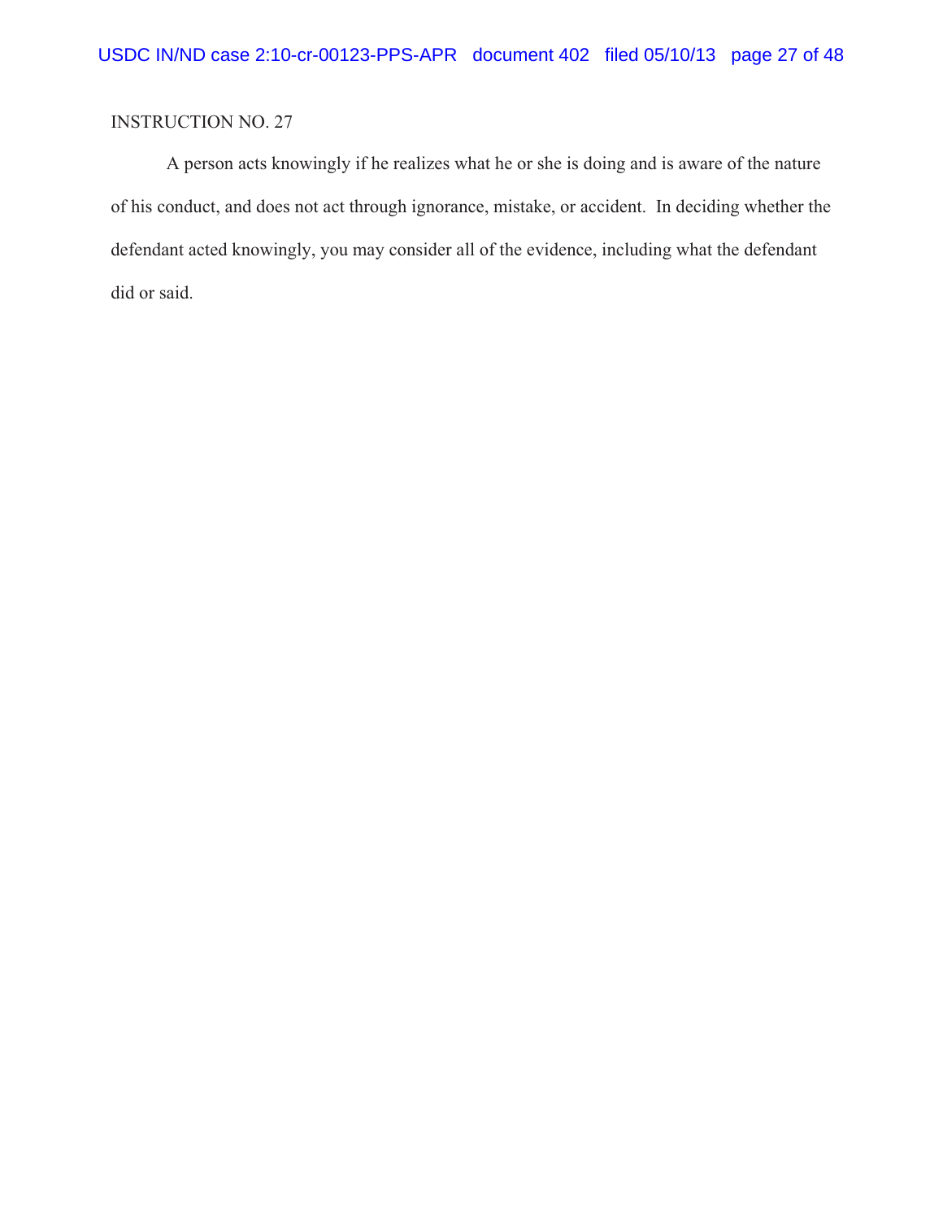INSTRUCTION NO. 27

A person acts knowingly if he realizes what he or she is doing and is aware of the nature of his conduct, and does not act through ignorance, mistake, or accident. In deciding whether the defendant acted knowingly, you may consider all of the evidence, including what the defendant did or said.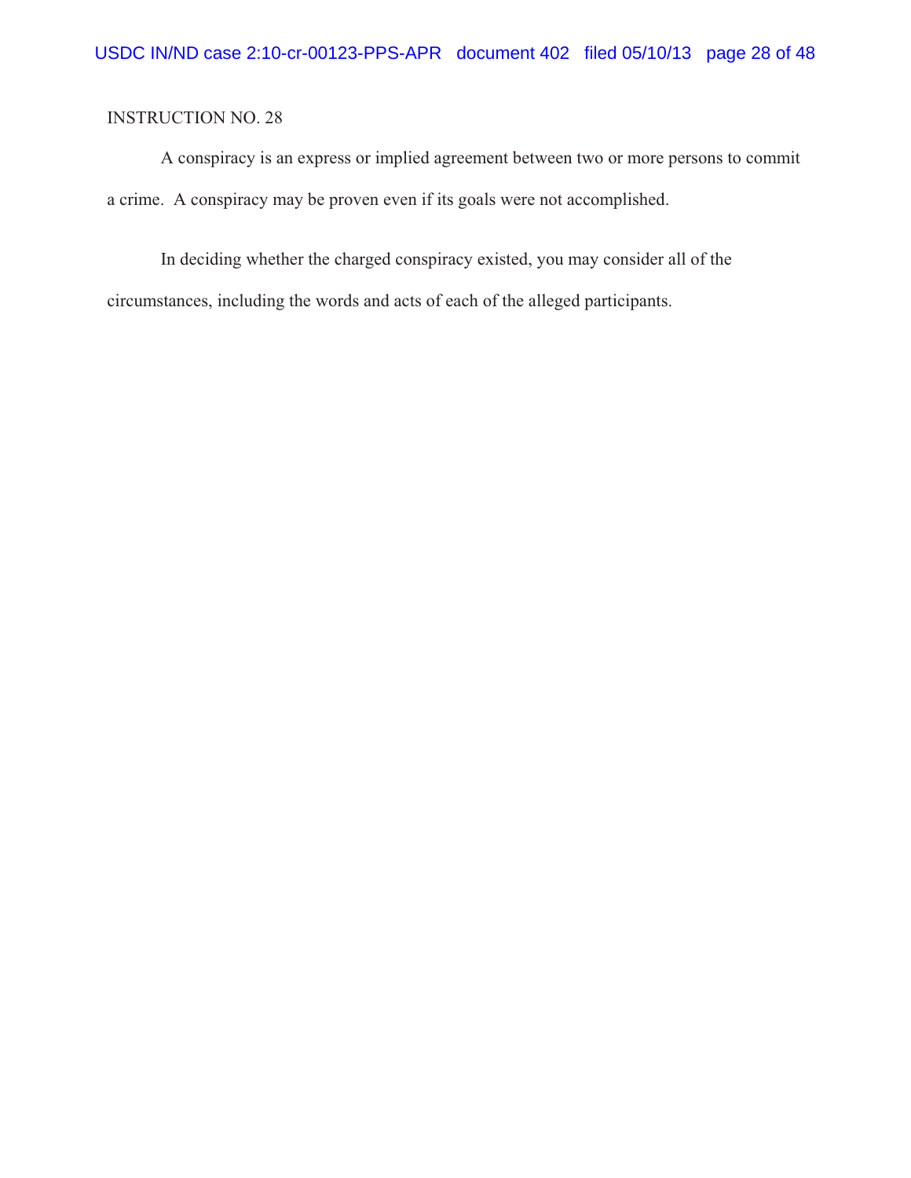INSTRUCTION NO. 28

A conspiracy is an express or implied agreement between two or more persons to commit a crime. A conspiracy may be proven even if its goals were not accomplished.

In deciding whether the charged conspiracy existed, you may consider all of the circumstances, including the words and acts of each of the alleged participants.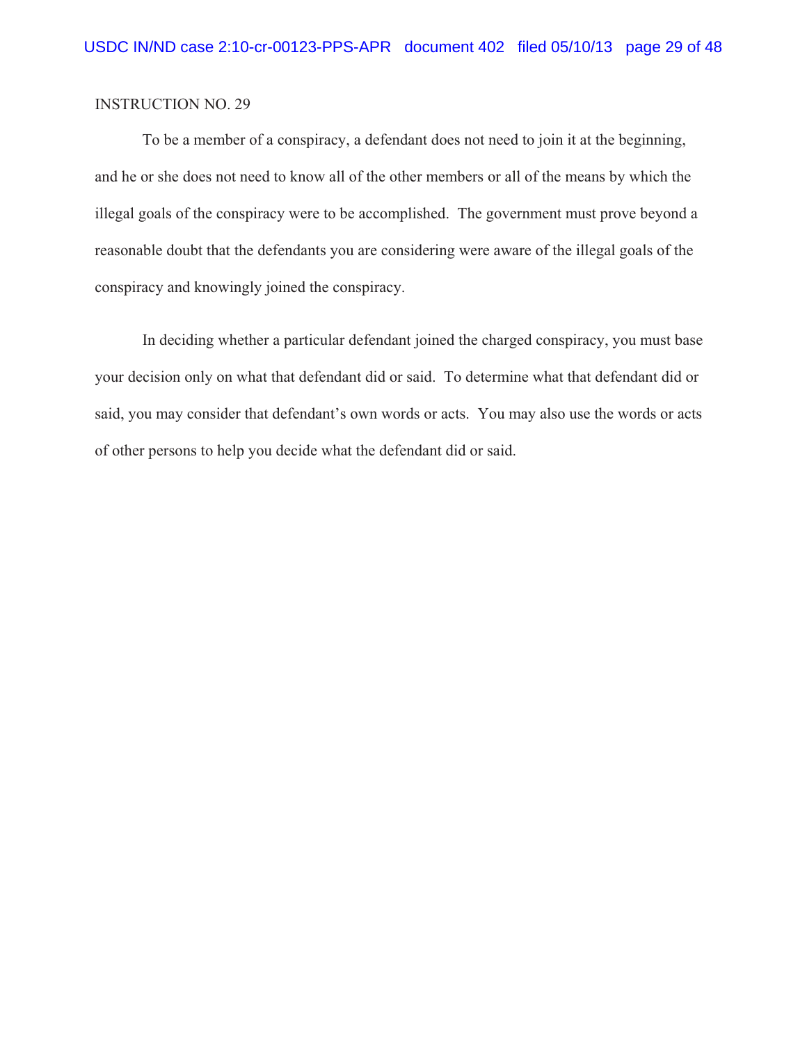INSTRUCTION NO. 29

To be a member of a conspiracy, a defendant does not need to join it at the beginning, and he or she does not need to know all of the other members or all of the means by which the illegal goals of the conspiracy were to be accomplished. The government must prove beyond a reasonable doubt that the defendants you are considering were aware of the illegal goals of the conspiracy and knowingly joined the conspiracy.

In deciding whether a particular defendant joined the charged conspiracy, you must base your decision only on what that defendant did or said. To determine what that defendant did or said, you may consider that defendant's own words or acts. You may also use the words or acts of other persons to help you decide what the defendant did or said.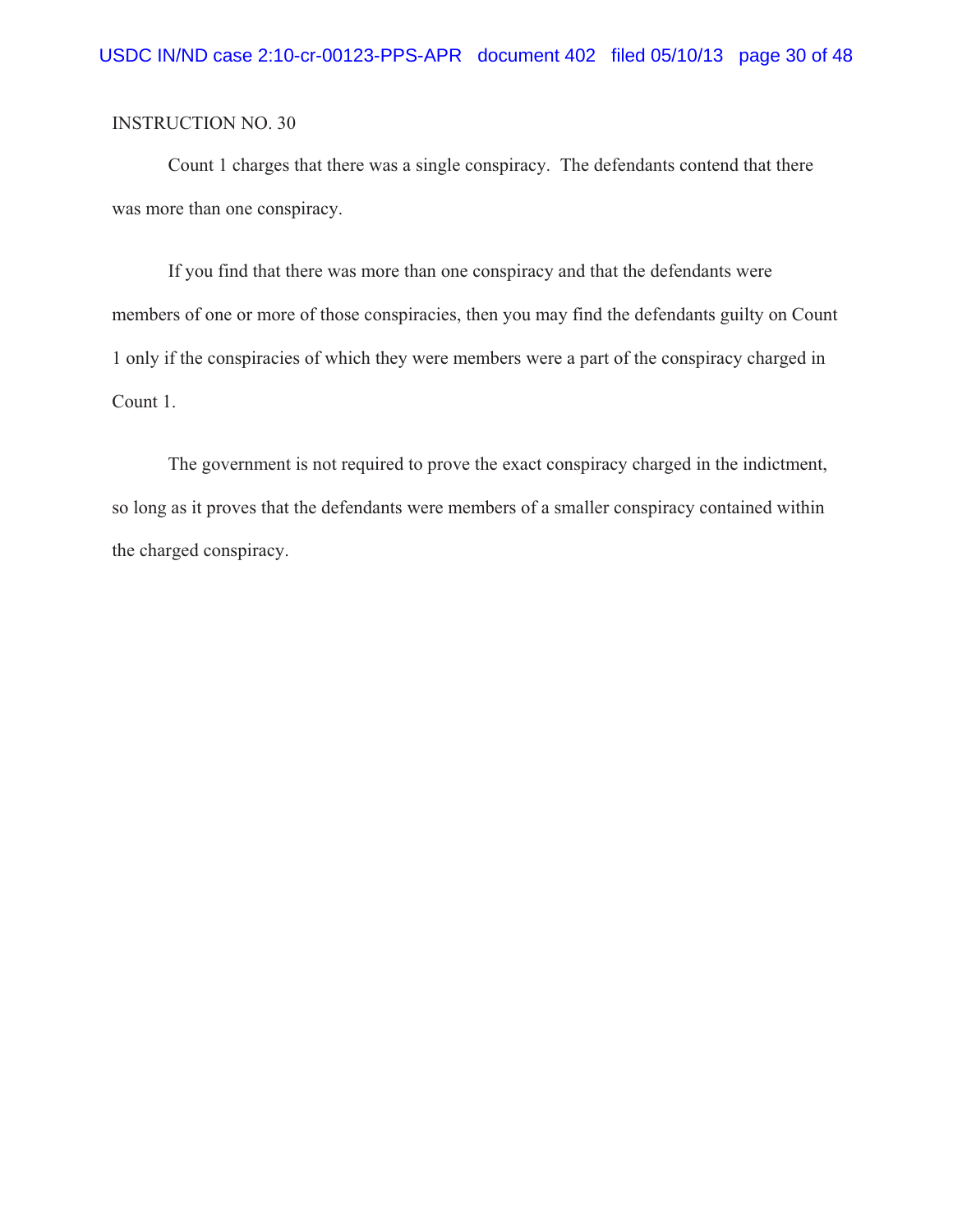INSTRUCTION NO. 30

Count 1 charges that there was a single conspiracy. The defendants contend that there was more than one conspiracy.

If you find that there was more than one conspiracy and that the defendants were members of one or more of those conspiracies, then you may find the defendants guilty on Count 1 only if the conspiracies of which they were members were a part of the conspiracy charged in Count 1.

The government is not required to prove the exact conspiracy charged in the indictment, so long as it proves that the defendants were members of a smaller conspiracy contained within the charged conspiracy.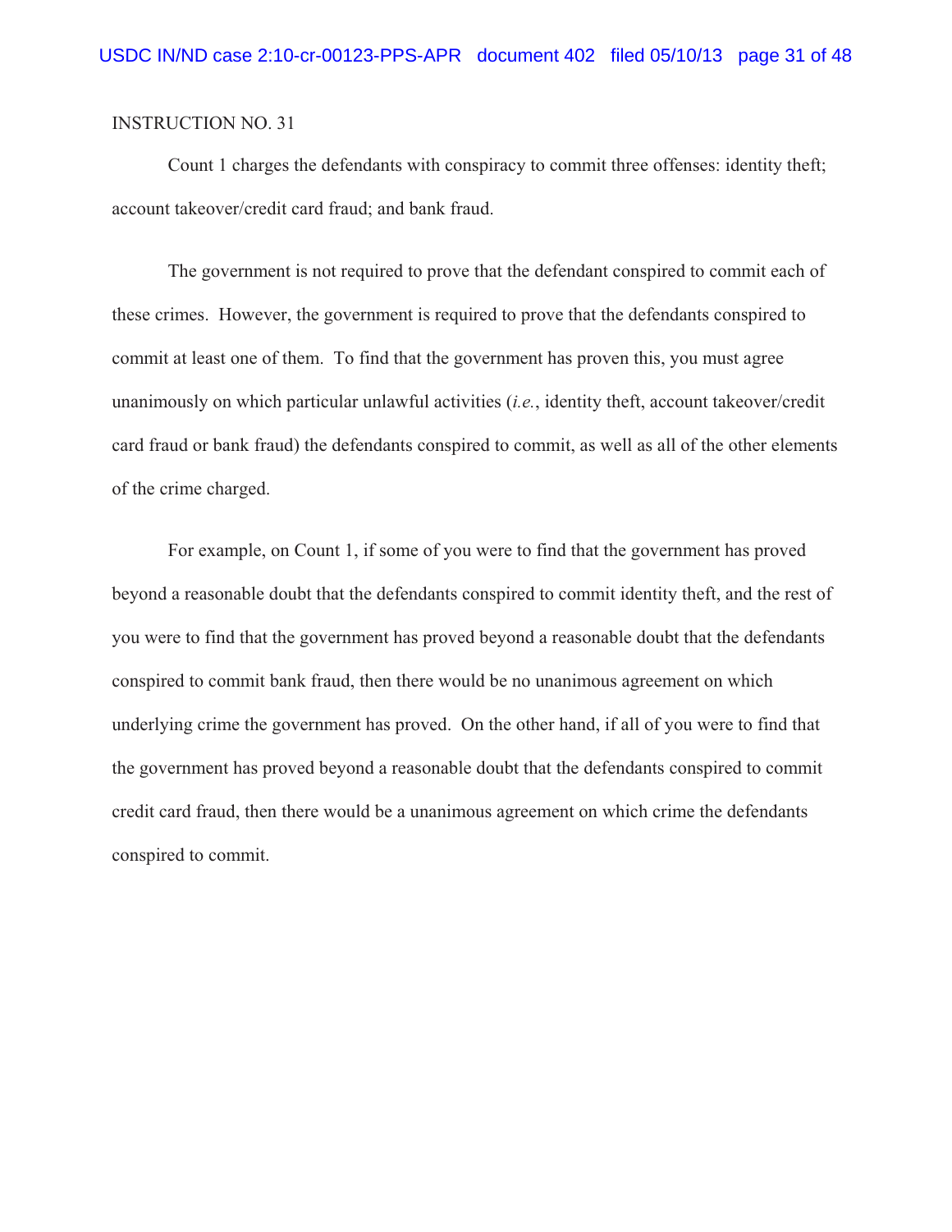INSTRUCTION NO. 31

Count 1 charges the defendants with conspiracy to commit three offenses: identity theft; account takeover/credit card fraud; and bank fraud.

The government is not required to prove that the defendant conspired to commit each of these crimes. However, the government is required to prove that the defendants conspired to commit at least one of them. To find that the government has proven this, you must agree unanimously on which particular unlawful activities (*i.e.*, identity theft, account takeover/credit card fraud or bank fraud) the defendants conspired to commit, as well as all of the other elements of the crime charged.

For example, on Count 1, if some of you were to find that the government has proved beyond a reasonable doubt that the defendants conspired to commit identity theft, and the rest of you were to find that the government has proved beyond a reasonable doubt that the defendants conspired to commit bank fraud, then there would be no unanimous agreement on which underlying crime the government has proved. On the other hand, if all of you were to find that the government has proved beyond a reasonable doubt that the defendants conspired to commit credit card fraud, then there would be a unanimous agreement on which crime the defendants conspired to commit.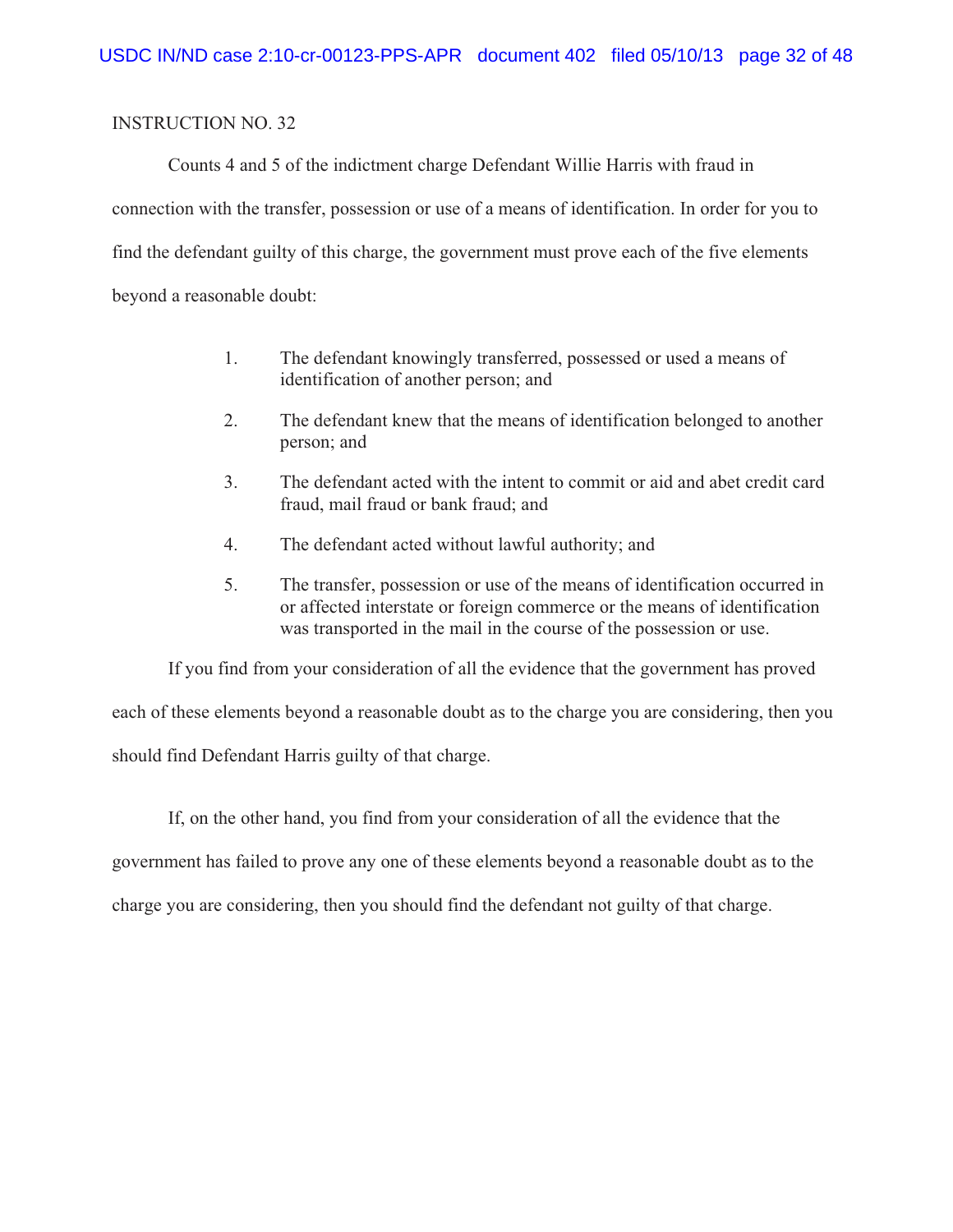INSTRUCTION NO. 32

Counts 4 and 5 of the indictment charge Defendant Willie Harris with fraud in connection with the transfer, possession or use of a means of identification. In order for you to find the defendant guilty of this charge, the government must prove each of the five elements beyond a reasonable doubt:

1. The defendant knowingly transferred, possessed or used a means of identification of another person; and

2. The defendant knew that the means of identification belonged to another person; and

3. The defendant acted with the intent to commit or aid and abet credit card fraud, mail fraud or bank fraud; and

4. The defendant acted without lawful authority; and

5. The transfer, possession or use of the means of identification occurred in or affected interstate or foreign commerce or the means of identification was transported in the mail in the course of the possession or use.

If you find from your consideration of all the evidence that the government has proved each of these elements beyond a reasonable doubt as to the charge you are considering, then you should find Defendant Harris guilty of that charge.

If, on the other hand, you find from your consideration of all the evidence that the government has failed to prove any one of these elements beyond a reasonable doubt as to the charge you are considering, then you should find the defendant not guilty of that charge.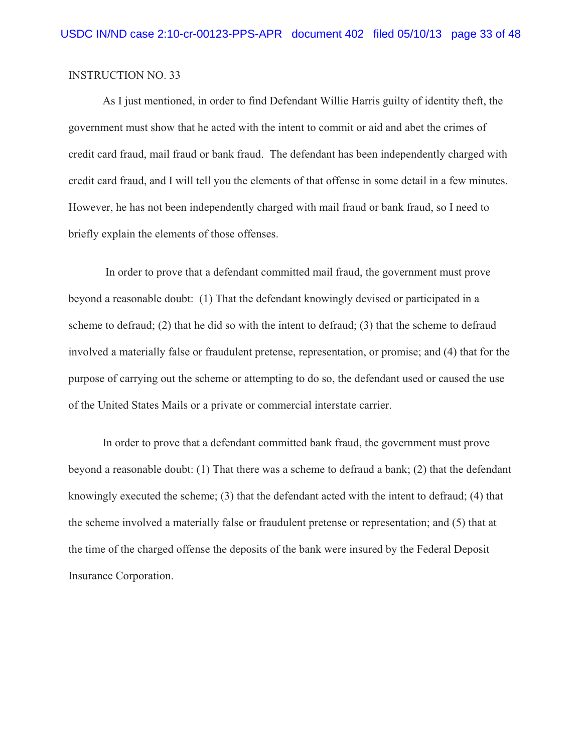INSTRUCTION NO. 33

As I just mentioned, in order to find Defendant Willie Harris guilty of identity theft, the government must show that he acted with the intent to commit or aid and abet the crimes of credit card fraud, mail fraud or bank fraud. The defendant has been independently charged with credit card fraud, and I will tell you the elements of that offense in some detail in a few minutes. However, he has not been independently charged with mail fraud or bank fraud, so I need to briefly explain the elements of those offenses.

In order to prove that a defendant committed mail fraud, the government must prove beyond a reasonable doubt: (1) That the defendant knowingly devised or participated in a scheme to defraud; (2) that he did so with the intent to defraud; (3) that the scheme to defraud involved a materially false or fraudulent pretense, representation, or promise; and (4) that for the purpose of carrying out the scheme or attempting to do so, the defendant used or caused the use of the United States Mails or a private or commercial interstate carrier.

In order to prove that a defendant committed bank fraud, the government must prove beyond a reasonable doubt: (1) That there was a scheme to defraud a bank; (2) that the defendant knowingly executed the scheme; (3) that the defendant acted with the intent to defraud; (4) that the scheme involved a materially false or fraudulent pretense or representation; and (5) that at the time of the charged offense the deposits of the bank were insured by the Federal Deposit Insurance Corporation.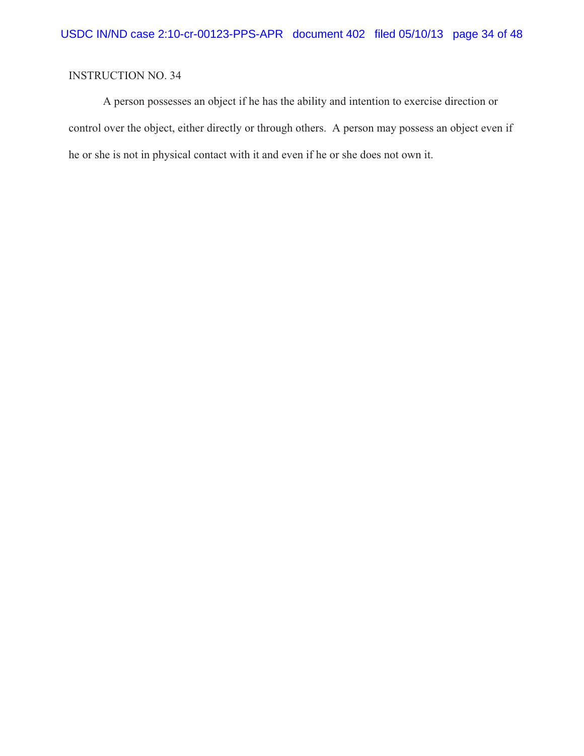INSTRUCTION NO. 34

A person possesses an object if he has the ability and intention to exercise direction or control over the object, either directly or through others. A person may possess an object even if he or she is not in physical contact with it and even if he or she does not own it.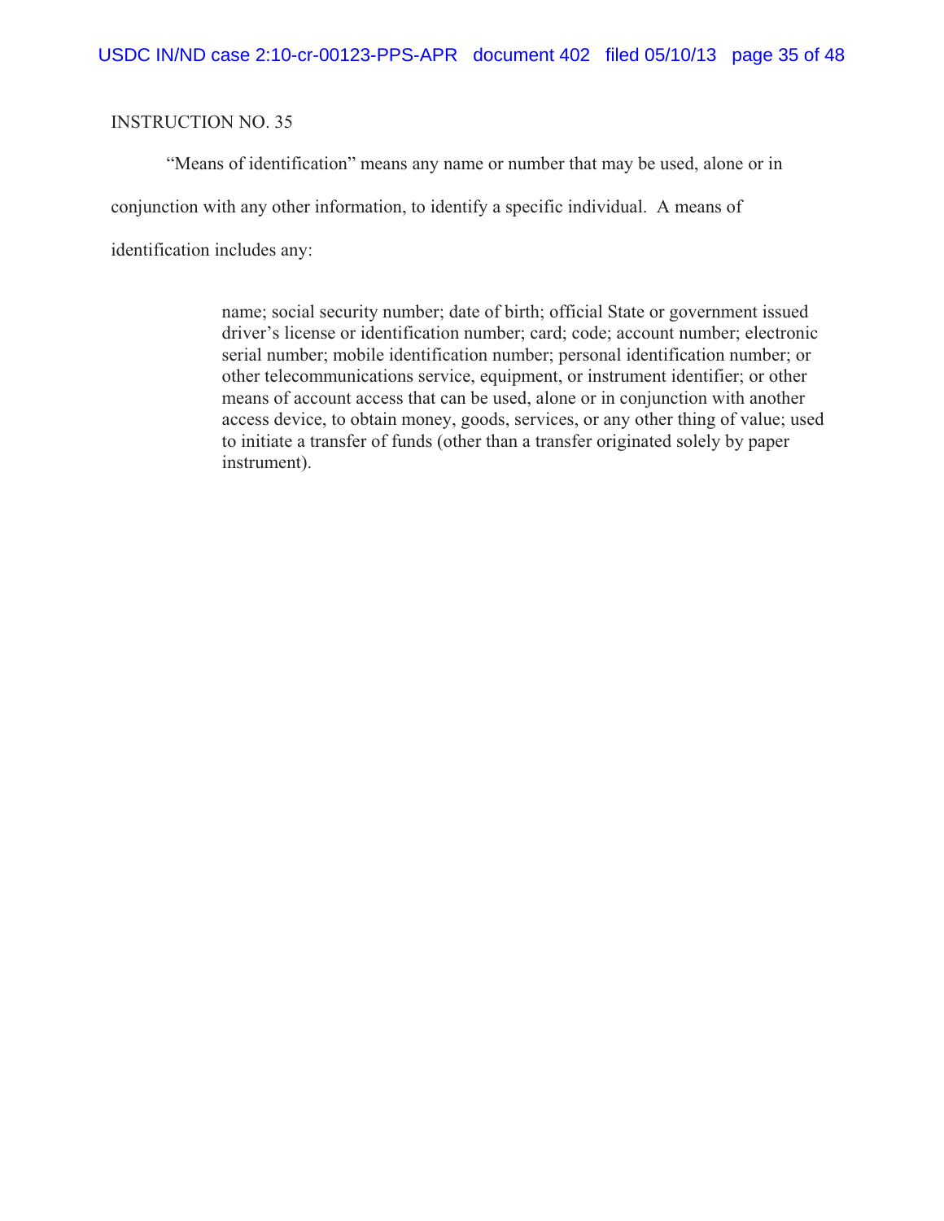INSTRUCTION NO. 35

"Means of identification" means any name or number that may be used, alone or in conjunction with any other information, to identify a specific individual. A means of identification includes any:

> name; social security number; date of birth; official State or government issued driver's license or identification number; card; code; account number; electronic serial number; mobile identification number; personal identification number; or other telecommunications service, equipment, or instrument identifier; or other means of account access that can be used, alone or in conjunction with another access device, to obtain money, goods, services, or any other thing of value; used to initiate a transfer of funds (other than a transfer originated solely by paper instrument).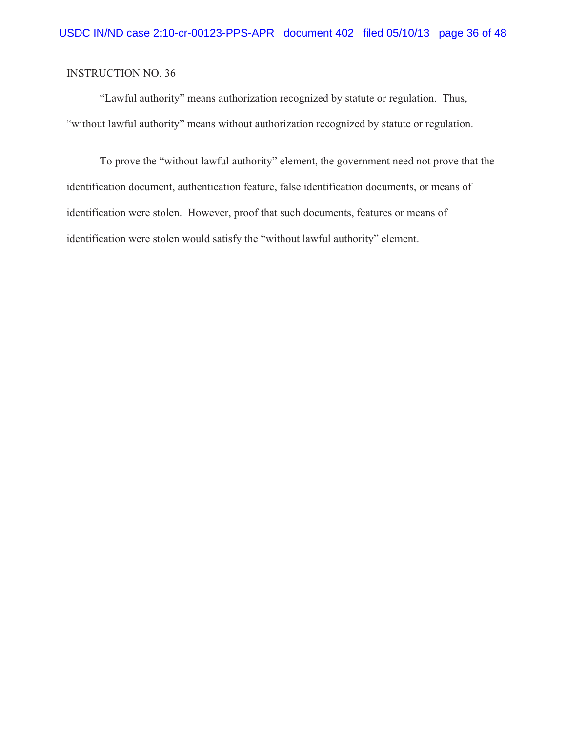INSTRUCTION NO. 36

“Lawful authority” means authorization recognized by statute or regulation. Thus, “without lawful authority” means without authorization recognized by statute or regulation.

To prove the “without lawful authority” element, the government need not prove that the identification document, authentication feature, false identification documents, or means of identification were stolen. However, proof that such documents, features or means of identification were stolen would satisfy the “without lawful authority” element.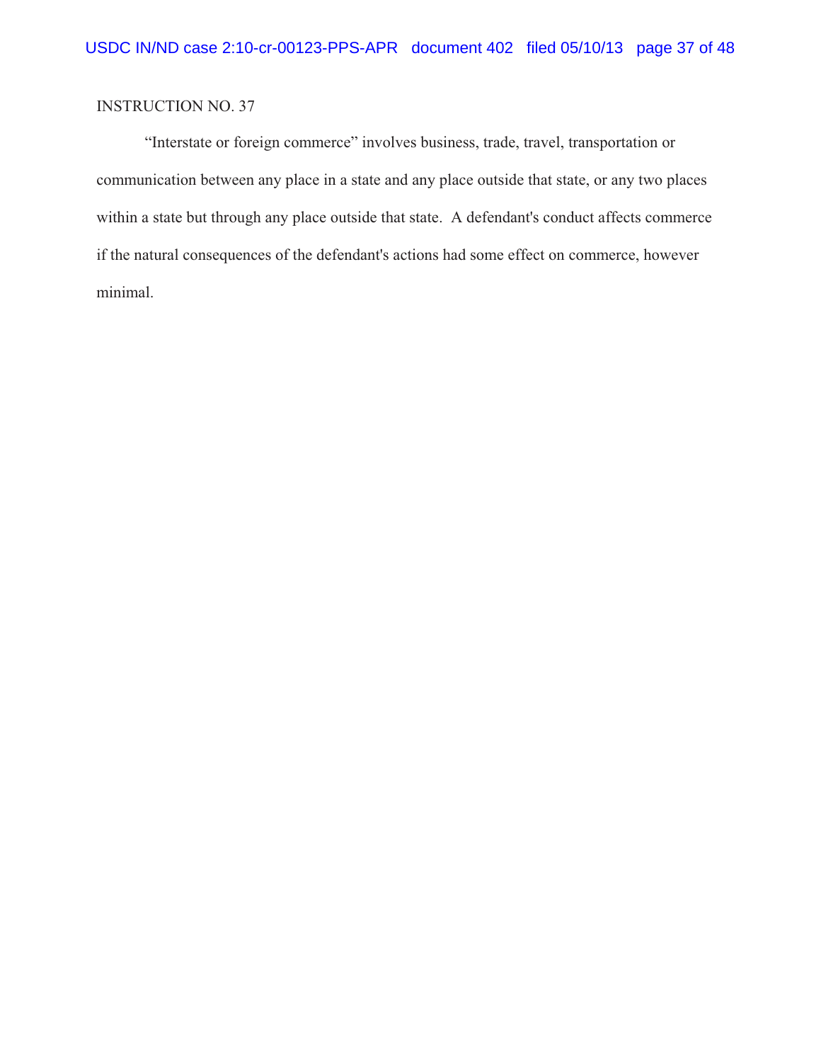INSTRUCTION NO. 37

“Interstate or foreign commerce” involves business, trade, travel, transportation or communication between any place in a state and any place outside that state, or any two places within a state but through any place outside that state. A defendant's conduct affects commerce if the natural consequences of the defendant's actions had some effect on commerce, however minimal.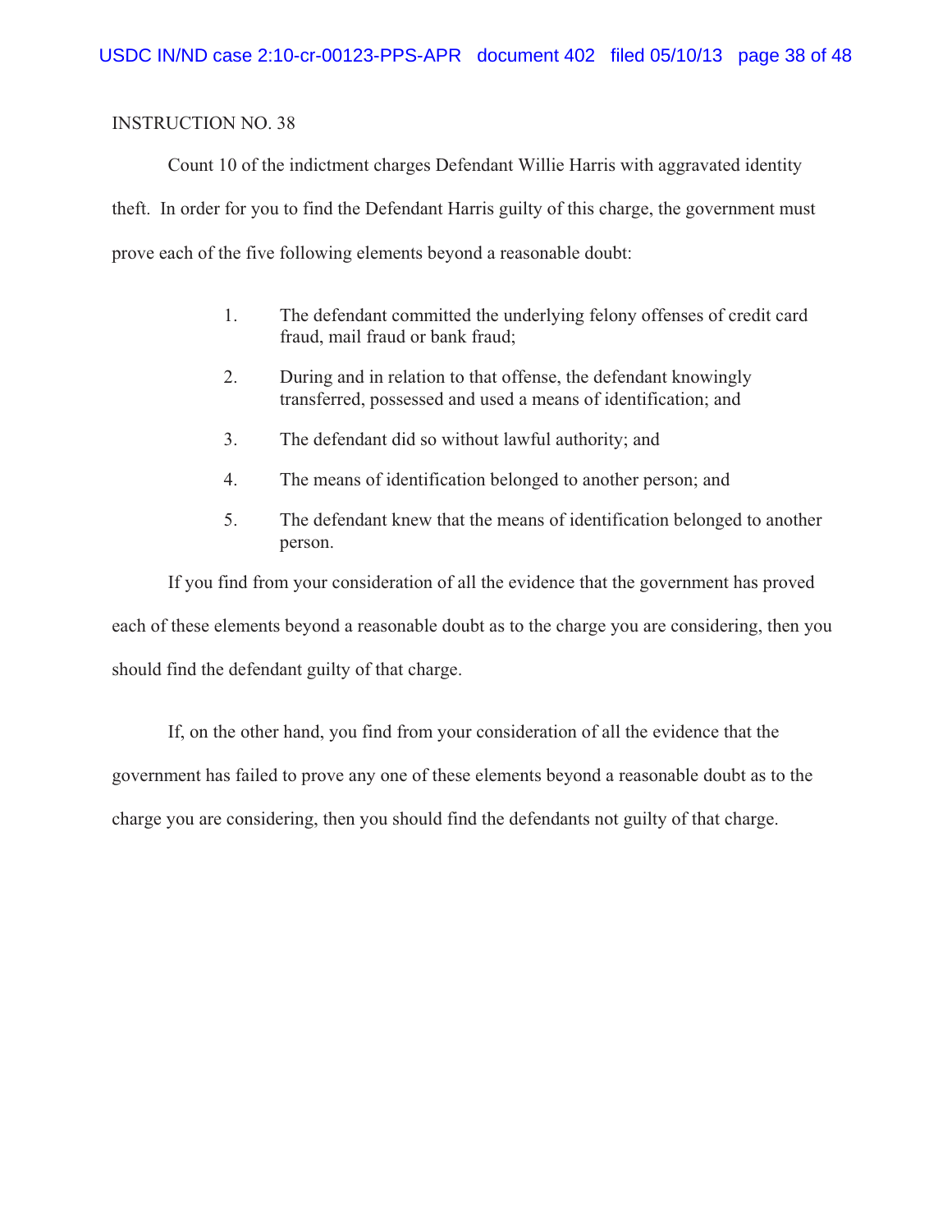INSTRUCTION NO. 38

Count 10 of the indictment charges Defendant Willie Harris with aggravated identity theft. In order for you to find the Defendant Harris guilty of this charge, the government must prove each of the five following elements beyond a reasonable doubt:

1. The defendant committed the underlying felony offenses of credit card fraud, mail fraud or bank fraud;
2. During and in relation to that offense, the defendant knowingly transferred, possessed and used a means of identification; and
3. The defendant did so without lawful authority; and
4. The means of identification belonged to another person; and
5. The defendant knew that the means of identification belonged to another person.

If you find from your consideration of all the evidence that the government has proved each of these elements beyond a reasonable doubt as to the charge you are considering, then you should find the defendant guilty of that charge.

If, on the other hand, you find from your consideration of all the evidence that the government has failed to prove any one of these elements beyond a reasonable doubt as to the charge you are considering, then you should find the defendants not guilty of that charge.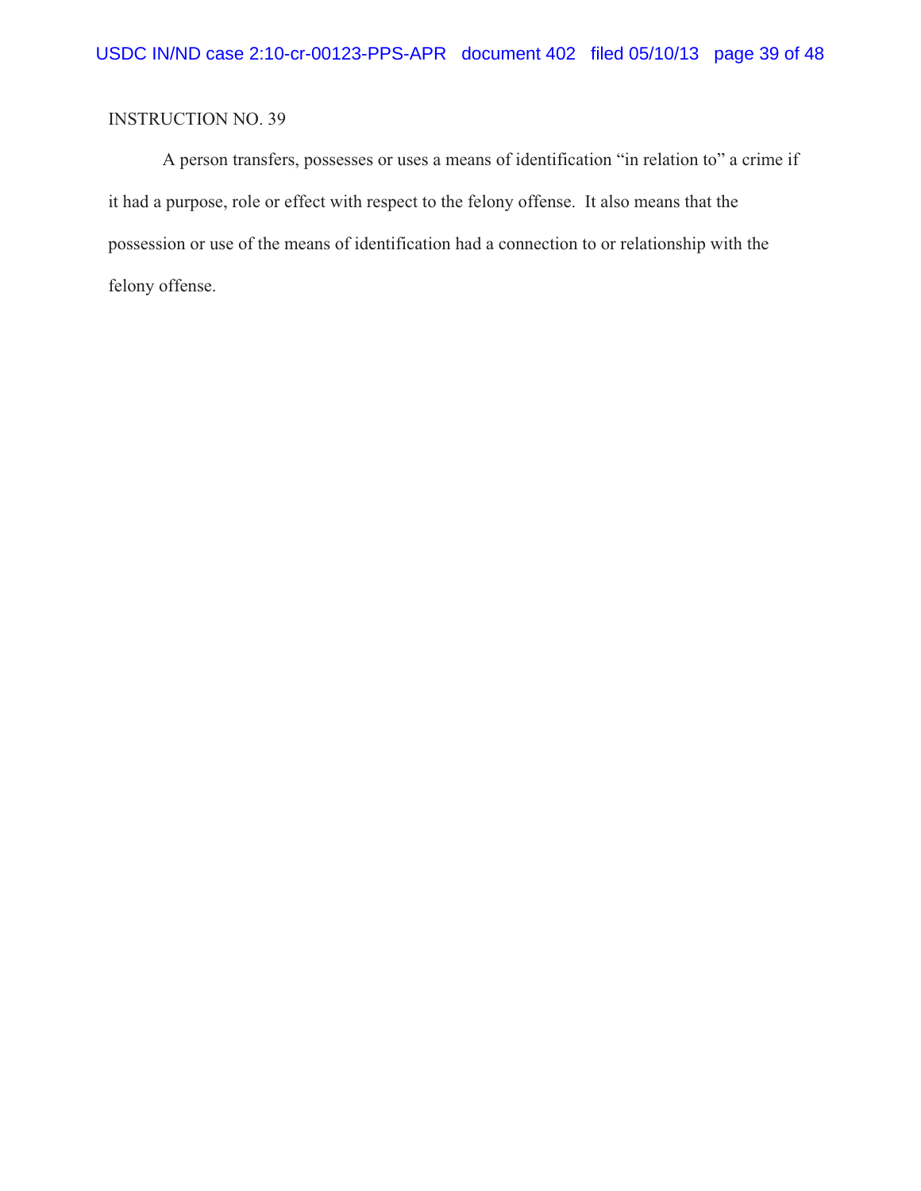INSTRUCTION NO. 39

A person transfers, possesses or uses a means of identification "in relation to" a crime if it had a purpose, role or effect with respect to the felony offense. It also means that the possession or use of the means of identification had a connection to or relationship with the felony offense.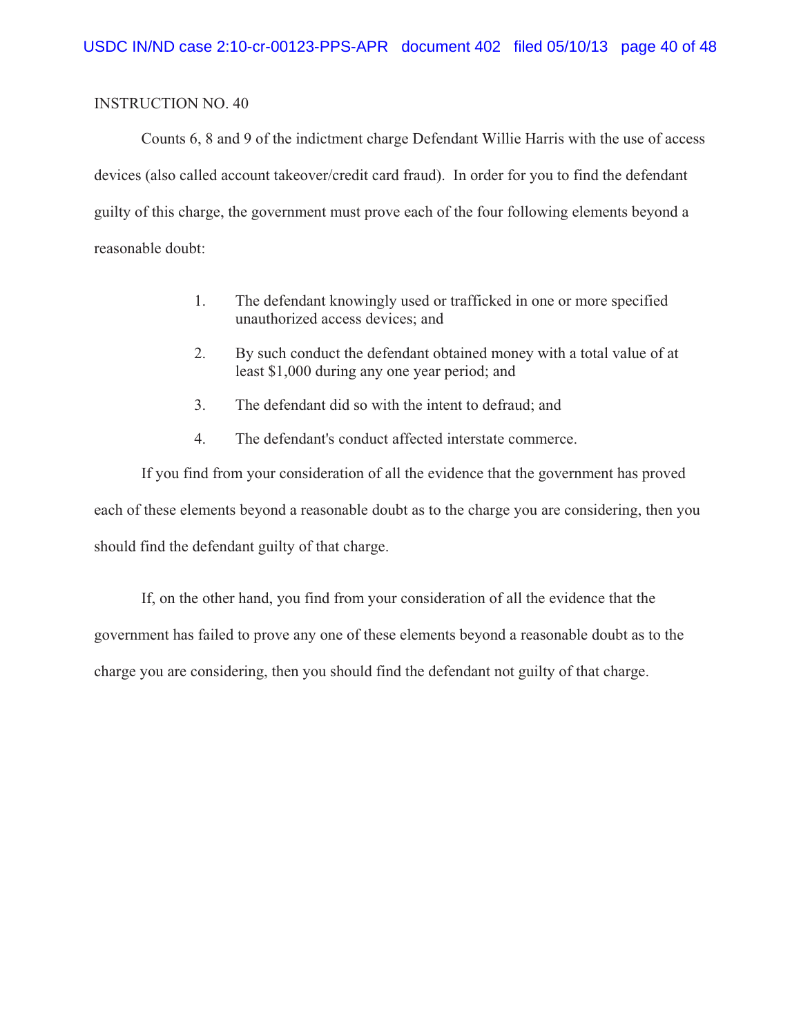INSTRUCTION NO. 40

Counts 6, 8 and 9 of the indictment charge Defendant Willie Harris with the use of access devices (also called account takeover/credit card fraud). In order for you to find the defendant guilty of this charge, the government must prove each of the four following elements beyond a reasonable doubt:

1. The defendant knowingly used or trafficked in one or more specified unauthorized access devices; and
2. By such conduct the defendant obtained money with a total value of at least $1,000 during any one year period; and
3. The defendant did so with the intent to defraud; and
4. The defendant's conduct affected interstate commerce.

If you find from your consideration of all the evidence that the government has proved each of these elements beyond a reasonable doubt as to the charge you are considering, then you should find the defendant guilty of that charge.

If, on the other hand, you find from your consideration of all the evidence that the government has failed to prove any one of these elements beyond a reasonable doubt as to the charge you are considering, then you should find the defendant not guilty of that charge.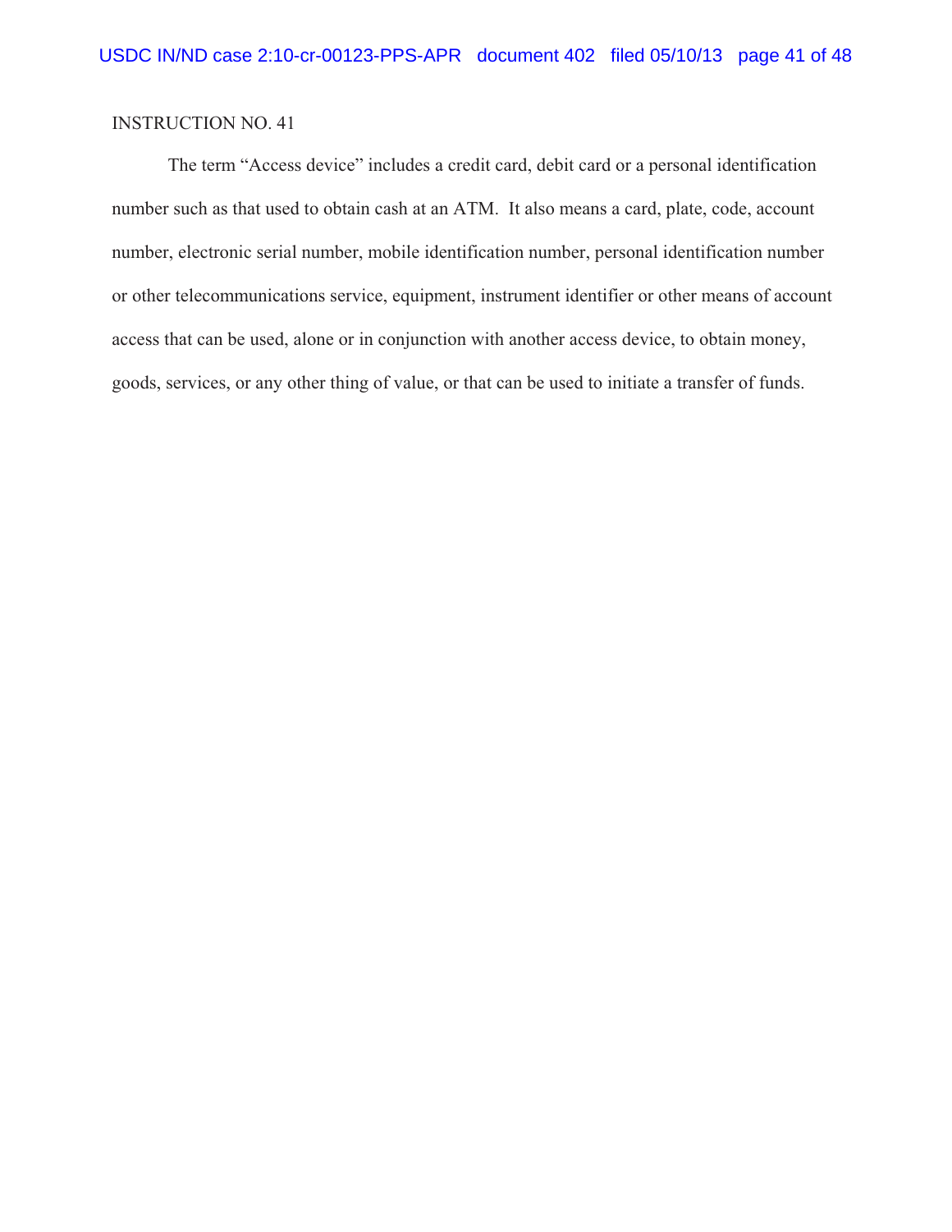INSTRUCTION NO. 41

The term "Access device" includes a credit card, debit card or a personal identification number such as that used to obtain cash at an ATM. It also means a card, plate, code, account number, electronic serial number, mobile identification number, personal identification number or other telecommunications service, equipment, instrument identifier or other means of account access that can be used, alone or in conjunction with another access device, to obtain money, goods, services, or any other thing of value, or that can be used to initiate a transfer of funds.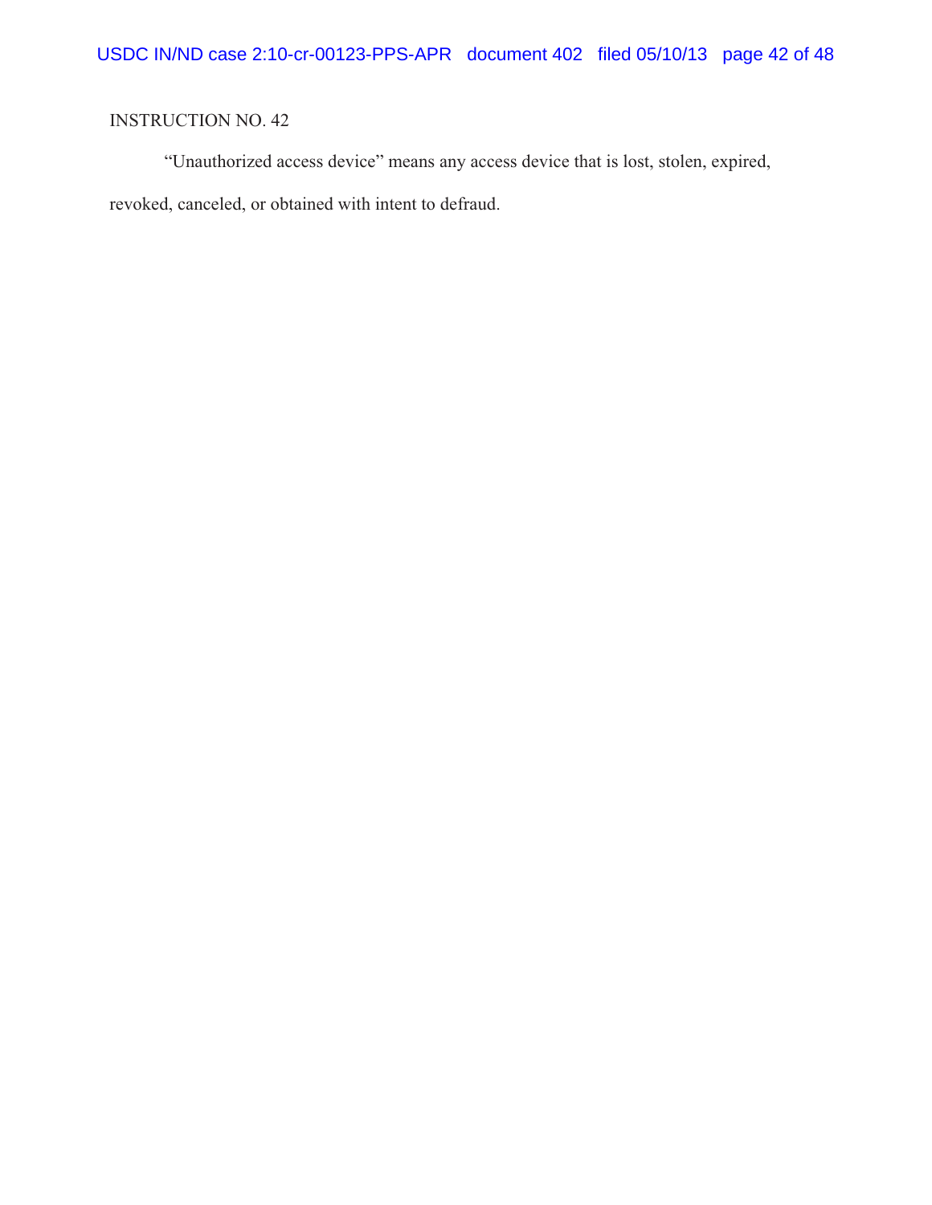INSTRUCTION NO. 42

"Unauthorized access device" means any access device that is lost, stolen, expired, revoked, canceled, or obtained with intent to defraud.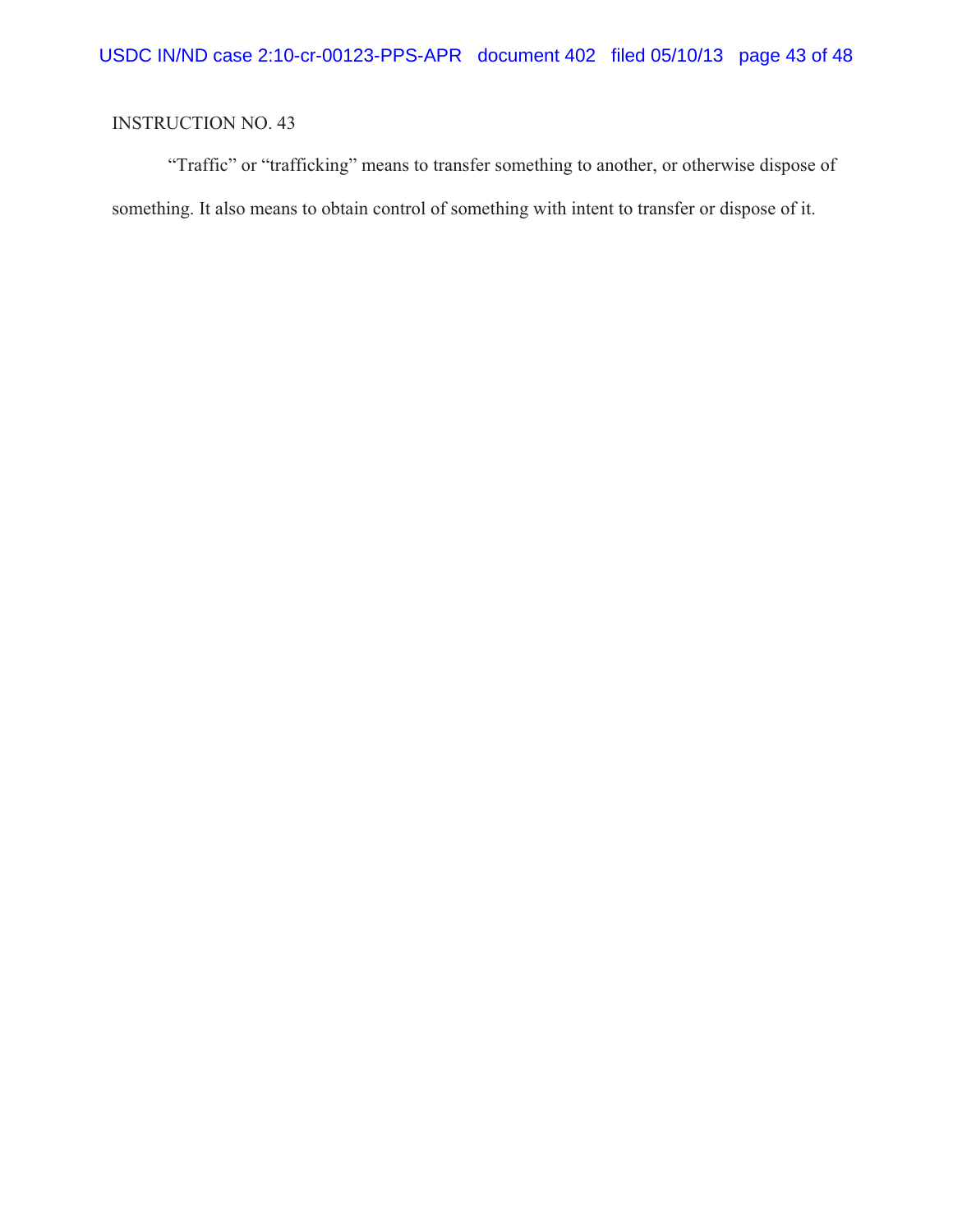INSTRUCTION NO. 43

"Traffic" or "trafficking" means to transfer something to another, or otherwise dispose of something. It also means to obtain control of something with intent to transfer or dispose of it.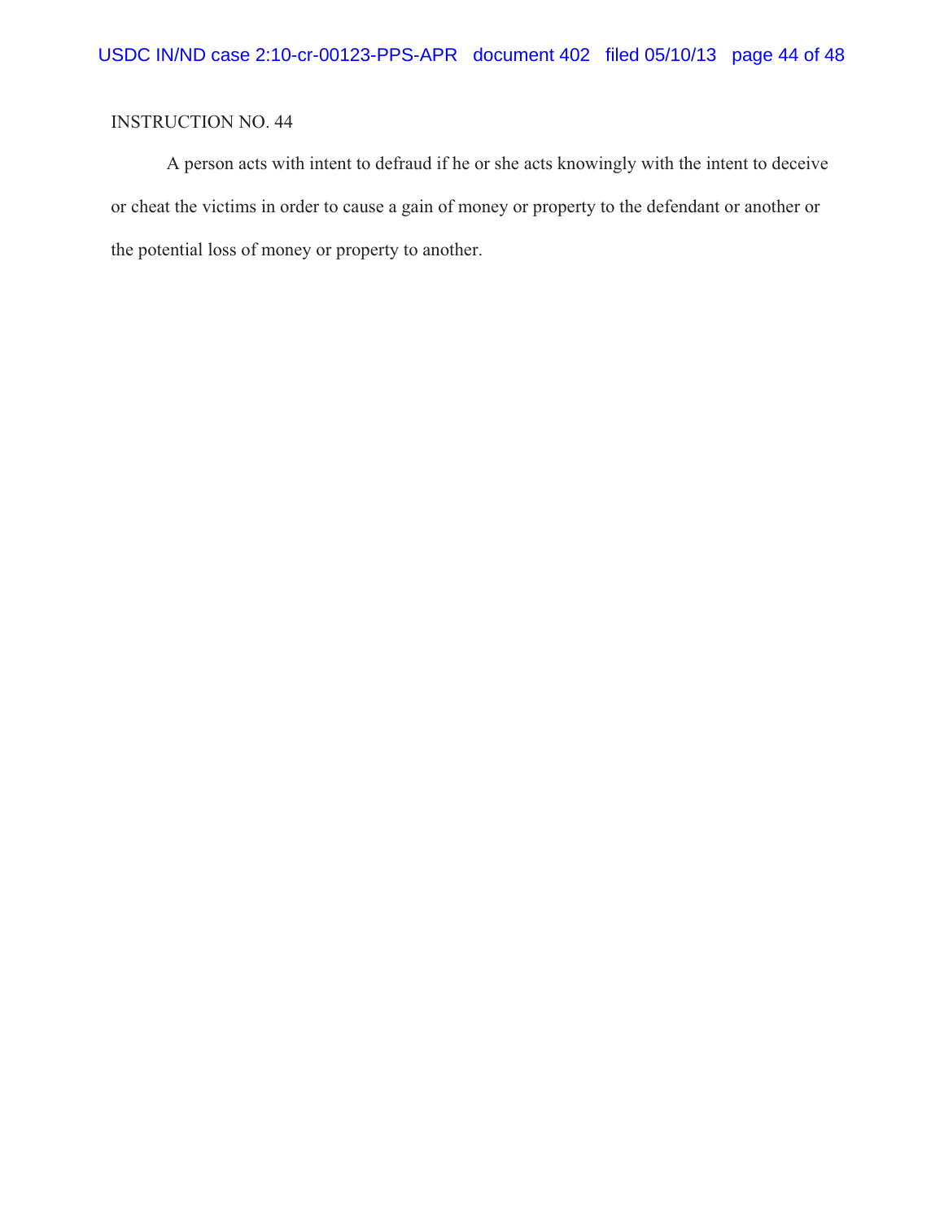INSTRUCTION NO. 44

A person acts with intent to defraud if he or she acts knowingly with the intent to deceive or cheat the victims in order to cause a gain of money or property to the defendant or another or the potential loss of money or property to another.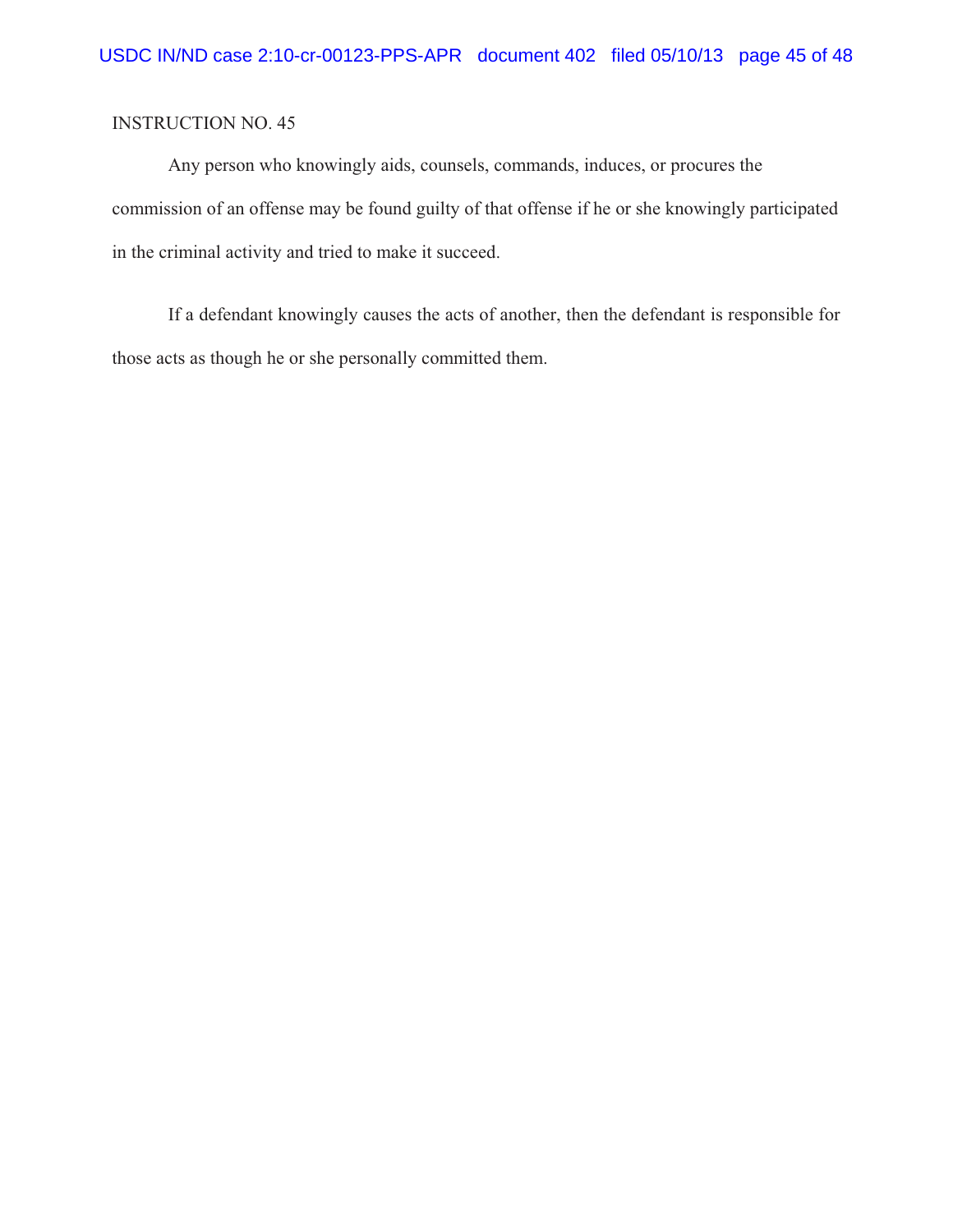INSTRUCTION NO. 45

Any person who knowingly aids, counsels, commands, induces, or procures the commission of an offense may be found guilty of that offense if he or she knowingly participated in the criminal activity and tried to make it succeed.

If a defendant knowingly causes the acts of another, then the defendant is responsible for those acts as though he or she personally committed them.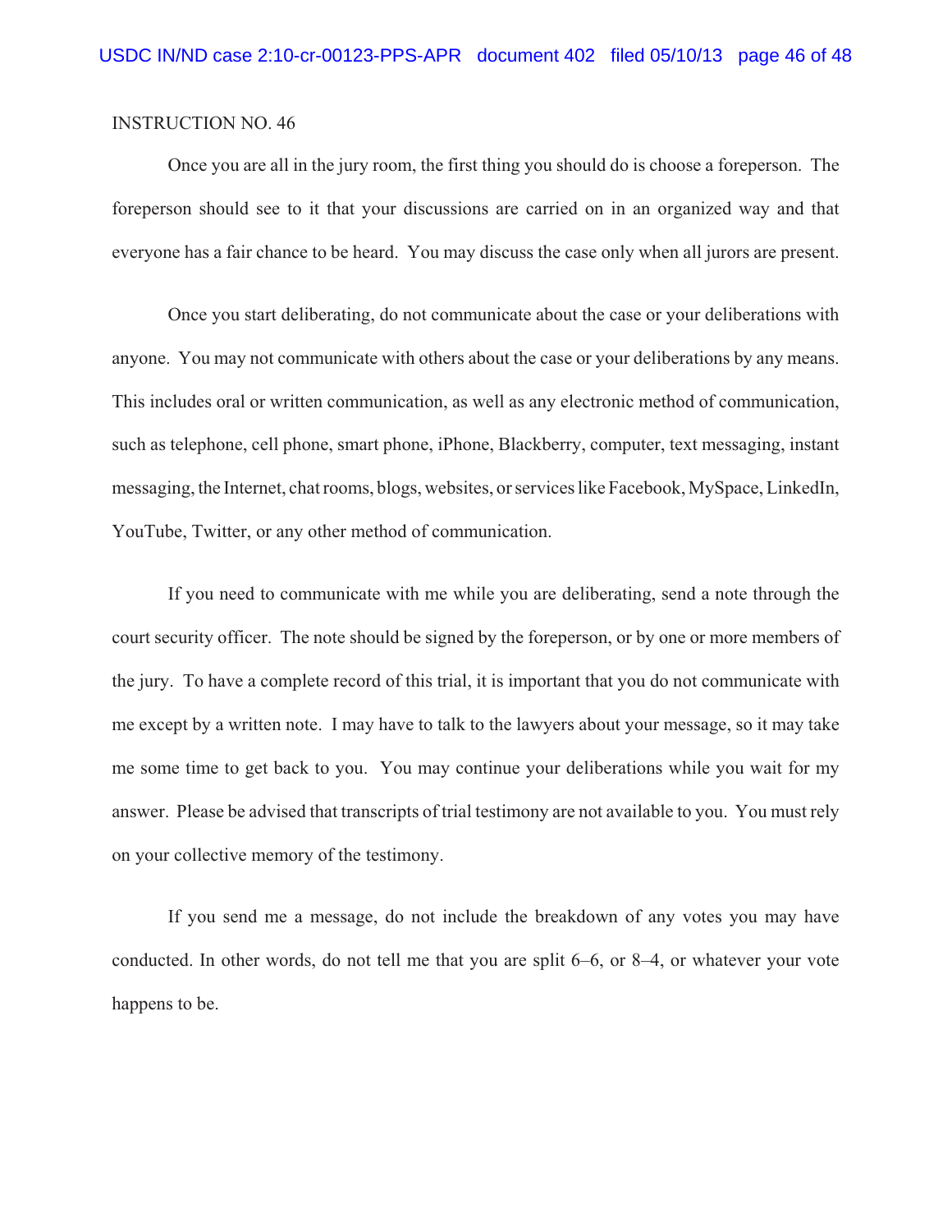INSTRUCTION NO. 46

Once you are all in the jury room, the first thing you should do is choose a foreperson. The foreperson should see to it that your discussions are carried on in an organized way and that everyone has a fair chance to be heard. You may discuss the case only when all jurors are present.

Once you start deliberating, do not communicate about the case or your deliberations with anyone. You may not communicate with others about the case or your deliberations by any means. This includes oral or written communication, as well as any electronic method of communication, such as telephone, cell phone, smart phone, iPhone, Blackberry, computer, text messaging, instant messaging, the Internet, chat rooms, blogs, websites, or services like Facebook, MySpace, LinkedIn, YouTube, Twitter, or any other method of communication.

If you need to communicate with me while you are deliberating, send a note through the court security officer. The note should be signed by the foreperson, or by one or more members of the jury. To have a complete record of this trial, it is important that you do not communicate with me except by a written note. I may have to talk to the lawyers about your message, so it may take me some time to get back to you. You may continue your deliberations while you wait for my answer. Please be advised that transcripts of trial testimony are not available to you. You must rely on your collective memory of the testimony.

If you send me a message, do not include the breakdown of any votes you may have conducted. In other words, do not tell me that you are split 6–6, or 8–4, or whatever your vote happens to be.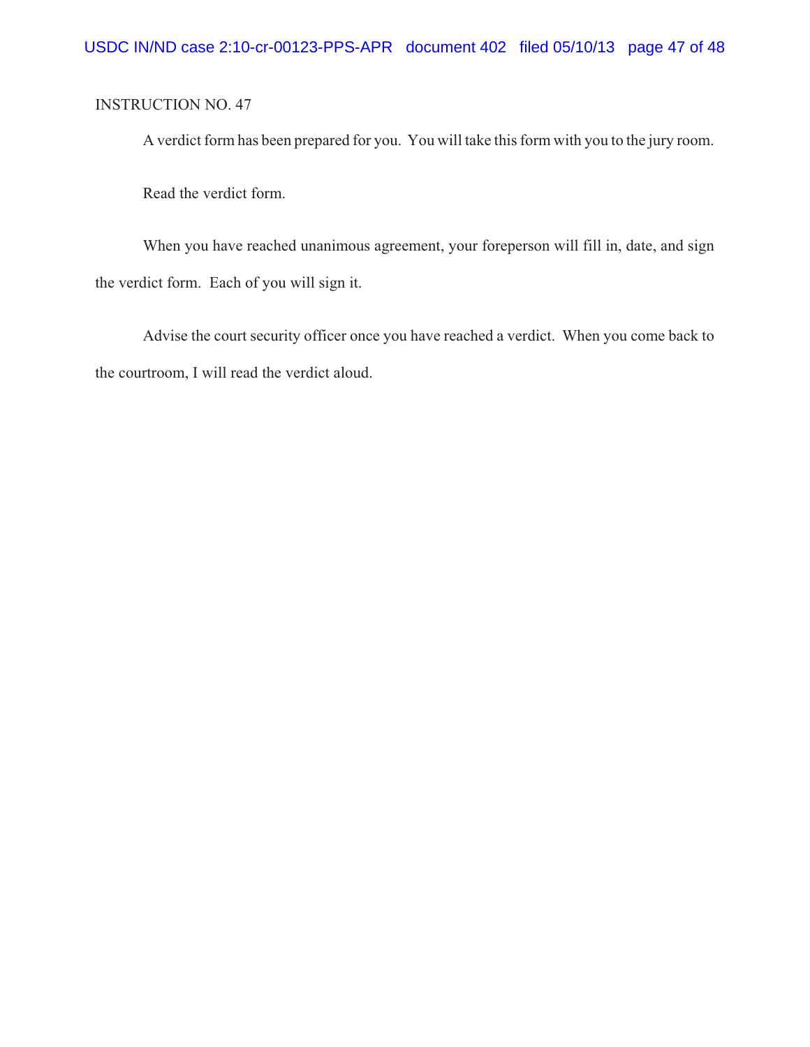INSTRUCTION NO. 47

A verdict form has been prepared for you. You will take this form with you to the jury room.

Read the verdict form.

When you have reached unanimous agreement, your foreperson will fill in, date, and sign the verdict form. Each of you will sign it.

Advise the court security officer once you have reached a verdict. When you come back to the courtroom, I will read the verdict aloud.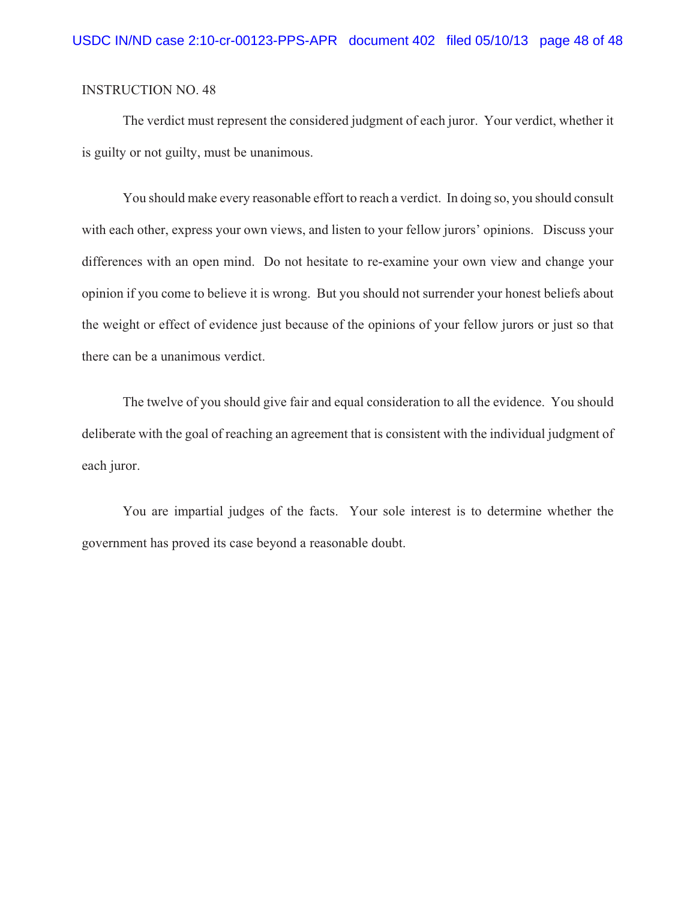INSTRUCTION NO. 48

The verdict must represent the considered judgment of each juror. Your verdict, whether it is guilty or not guilty, must be unanimous.

You should make every reasonable effort to reach a verdict. In doing so, you should consult with each other, express your own views, and listen to your fellow jurors' opinions. Discuss your differences with an open mind. Do not hesitate to re-examine your own view and change your opinion if you come to believe it is wrong. But you should not surrender your honest beliefs about the weight or effect of evidence just because of the opinions of your fellow jurors or just so that there can be a unanimous verdict.

The twelve of you should give fair and equal consideration to all the evidence. You should deliberate with the goal of reaching an agreement that is consistent with the individual judgment of each juror.

You are impartial judges of the facts. Your sole interest is to determine whether the government has proved its case beyond a reasonable doubt.